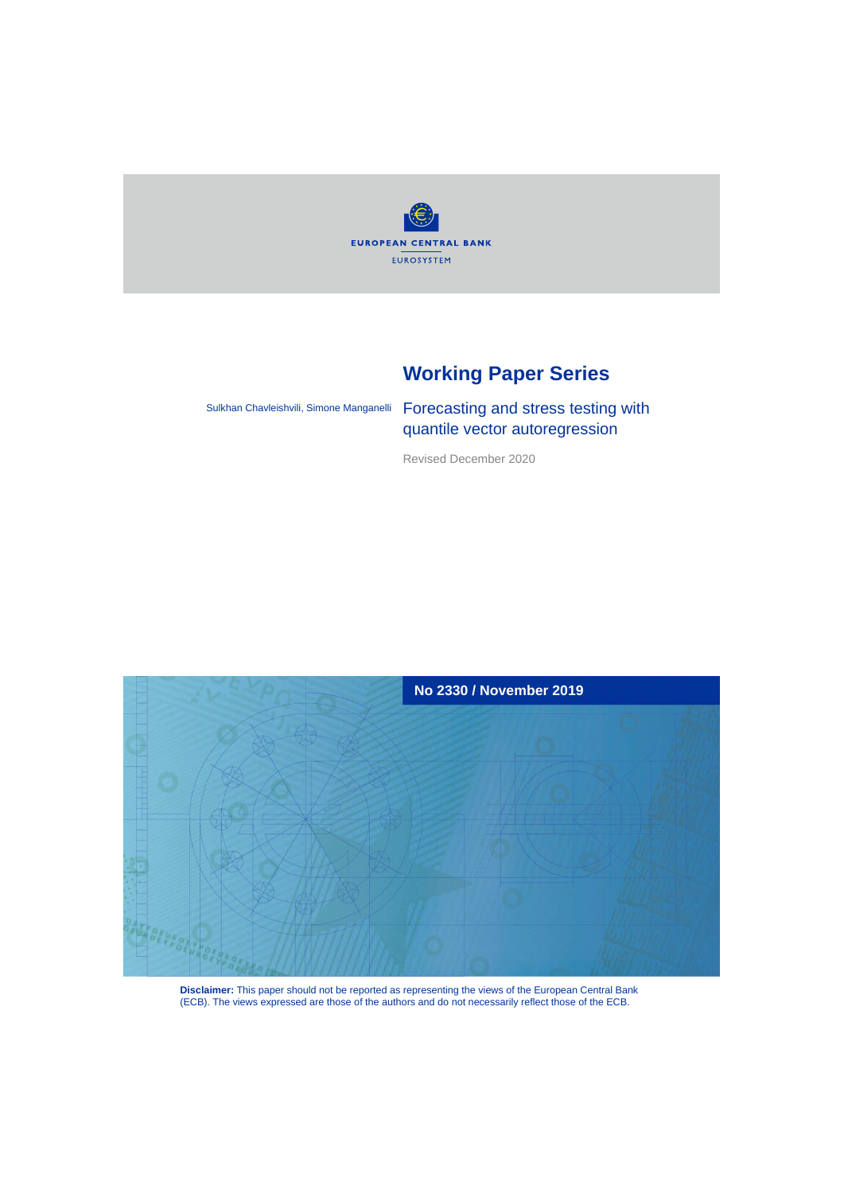EUROPEAN CENTRAL BANK

EUROSYSTEM

# Working Paper Series

Sulkhan Chavleishvili, Simone Manganelli

## Forecasting and stress testing with quantile vector autoregression

Revised December 2020

**No 2330 / November 2019**

**Disclaimer:** This paper should not be reported as representing the views of the European Central Bank (ECB). The views expressed are those of the authors and do not necessarily reflect those of the ECB.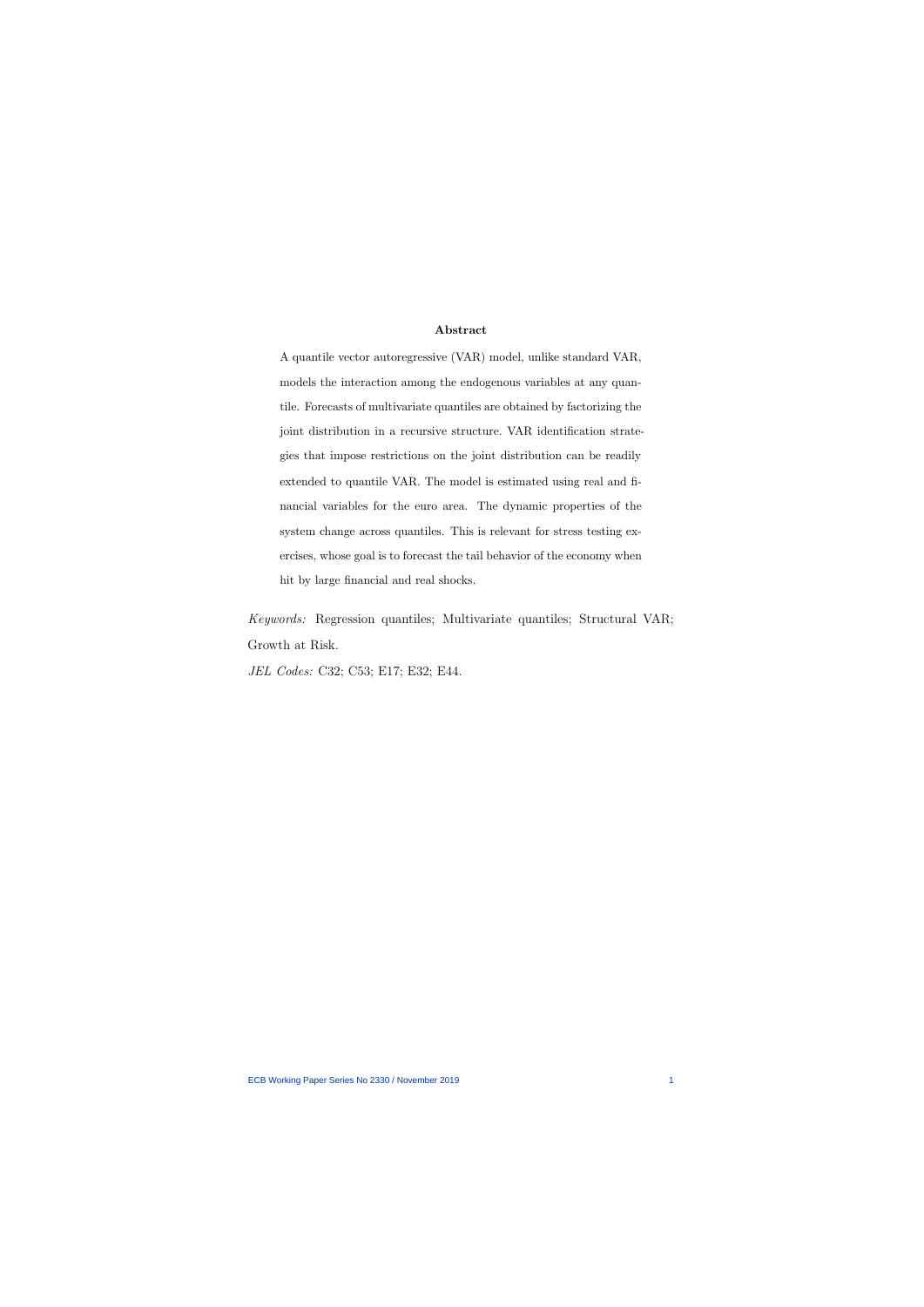## Abstract

A quantile vector autoregressive (VAR) model, unlike standard VAR, models the interaction among the endogenous variables at any quantile. Forecasts of multivariate quantiles are obtained by factorizing the joint distribution in a recursive structure. VAR identification strategies that impose restrictions on the joint distribution can be readily extended to quantile VAR. The model is estimated using real and financial variables for the euro area. The dynamic properties of the system change across quantiles. This is relevant for stress testing exercises, whose goal is to forecast the tail behavior of the economy when hit by large financial and real shocks.

*Keywords:* Regression quantiles; Multivariate quantiles; Structural VAR; Growth at Risk.

*JEL Codes:* C32; C53; E17; E32; E44.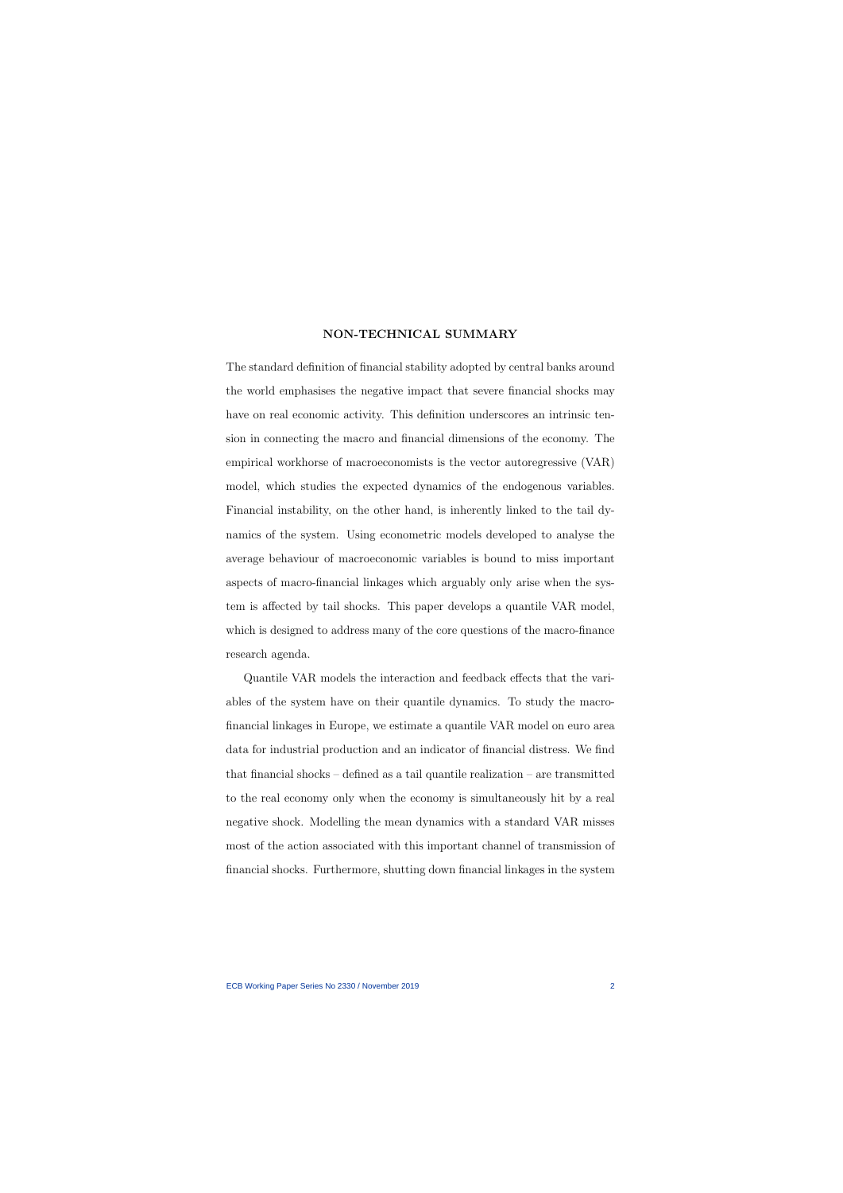## NON-TECHNICAL SUMMARY

The standard definition of financial stability adopted by central banks around the world emphasises the negative impact that severe financial shocks may have on real economic activity. This definition underscores an intrinsic tension in connecting the macro and financial dimensions of the economy. The empirical workhorse of macroeconomists is the vector autoregressive (VAR) model, which studies the expected dynamics of the endogenous variables. Financial instability, on the other hand, is inherently linked to the tail dynamics of the system. Using econometric models developed to analyse the average behaviour of macroeconomic variables is bound to miss important aspects of macro-financial linkages which arguably only arise when the system is affected by tail shocks. This paper develops a quantile VAR model, which is designed to address many of the core questions of the macro-finance research agenda.

Quantile VAR models the interaction and feedback effects that the variables of the system have on their quantile dynamics. To study the macro-financial linkages in Europe, we estimate a quantile VAR model on euro area data for industrial production and an indicator of financial distress. We find that financial shocks – defined as a tail quantile realization – are transmitted to the real economy only when the economy is simultaneously hit by a real negative shock. Modelling the mean dynamics with a standard VAR misses most of the action associated with this important channel of transmission of financial shocks. Furthermore, shutting down financial linkages in the system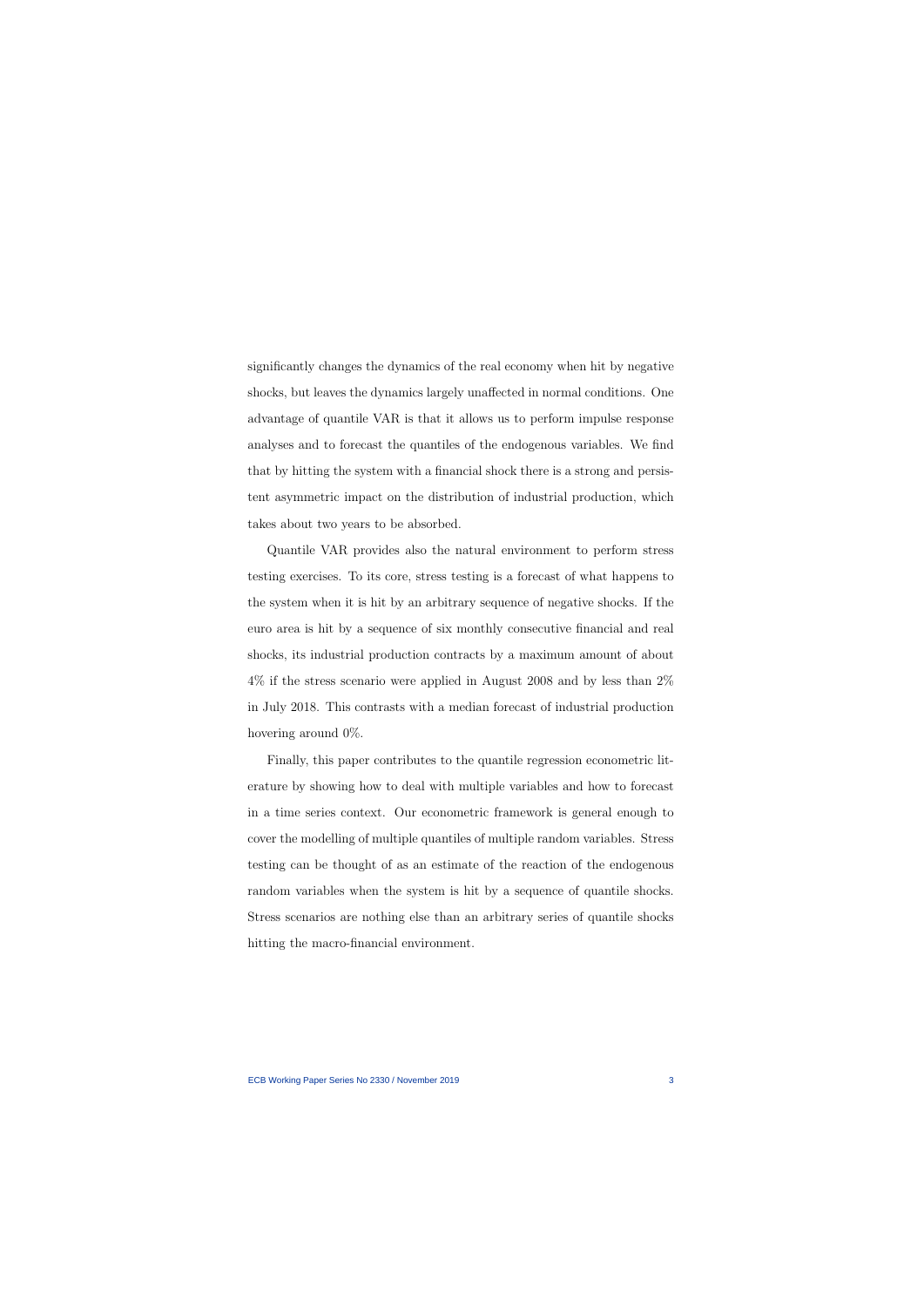significantly changes the dynamics of the real economy when hit by negative shocks, but leaves the dynamics largely unaffected in normal conditions. One advantage of quantile VAR is that it allows us to perform impulse response analyses and to forecast the quantiles of the endogenous variables. We find that by hitting the system with a financial shock there is a strong and persistent asymmetric impact on the distribution of industrial production, which takes about two years to be absorbed.

Quantile VAR provides also the natural environment to perform stress testing exercises. To its core, stress testing is a forecast of what happens to the system when it is hit by an arbitrary sequence of negative shocks. If the euro area is hit by a sequence of six monthly consecutive financial and real shocks, its industrial production contracts by a maximum amount of about 4% if the stress scenario were applied in August 2008 and by less than 2% in July 2018. This contrasts with a median forecast of industrial production hovering around 0%.

Finally, this paper contributes to the quantile regression econometric literature by showing how to deal with multiple variables and how to forecast in a time series context. Our econometric framework is general enough to cover the modelling of multiple quantiles of multiple random variables. Stress testing can be thought of as an estimate of the reaction of the endogenous random variables when the system is hit by a sequence of quantile shocks. Stress scenarios are nothing else than an arbitrary series of quantile shocks hitting the macro-financial environment.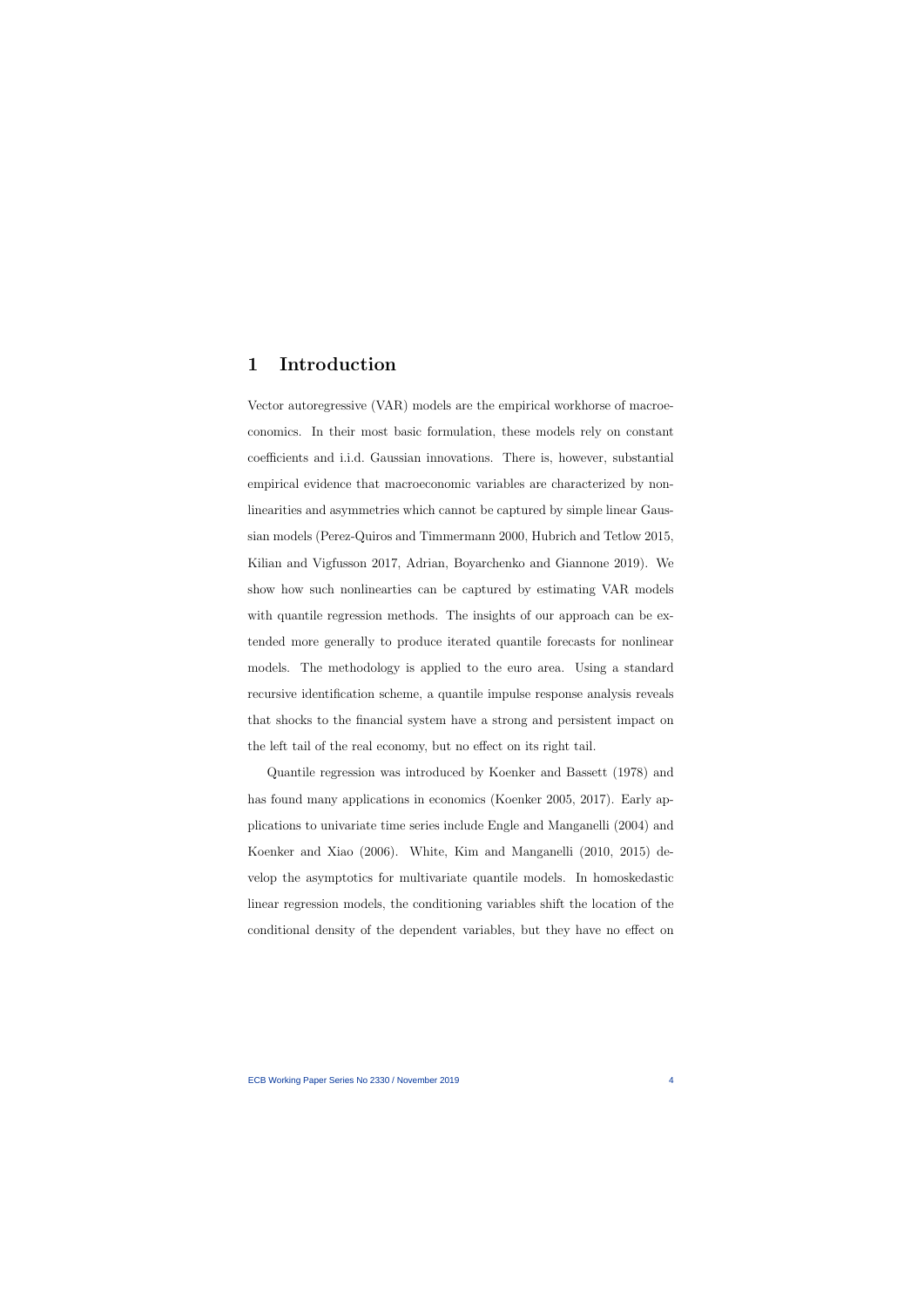# 1 Introduction

Vector autoregressive (VAR) models are the empirical workhorse of macroeconomics. In their most basic formulation, these models rely on constant coefficients and i.i.d. Gaussian innovations. There is, however, substantial empirical evidence that macroeconomic variables are characterized by nonlinearities and asymmetries which cannot be captured by simple linear Gaussian models (Perez-Quiros and Timmermann 2000, Hubrich and Tetlow 2015, Kilian and Vigfusson 2017, Adrian, Boyarchenko and Giannone 2019). We show how such nonlinearties can be captured by estimating VAR models with quantile regression methods. The insights of our approach can be extended more generally to produce iterated quantile forecasts for nonlinear models. The methodology is applied to the euro area. Using a standard recursive identification scheme, a quantile impulse response analysis reveals that shocks to the financial system have a strong and persistent impact on the left tail of the real economy, but no effect on its right tail.

Quantile regression was introduced by Koenker and Bassett (1978) and has found many applications in economics (Koenker 2005, 2017). Early applications to univariate time series include Engle and Manganelli (2004) and Koenker and Xiao (2006). White, Kim and Manganelli (2010, 2015) develop the asymptotics for multivariate quantile models. In homoskedastic linear regression models, the conditioning variables shift the location of the conditional density of the dependent variables, but they have no effect on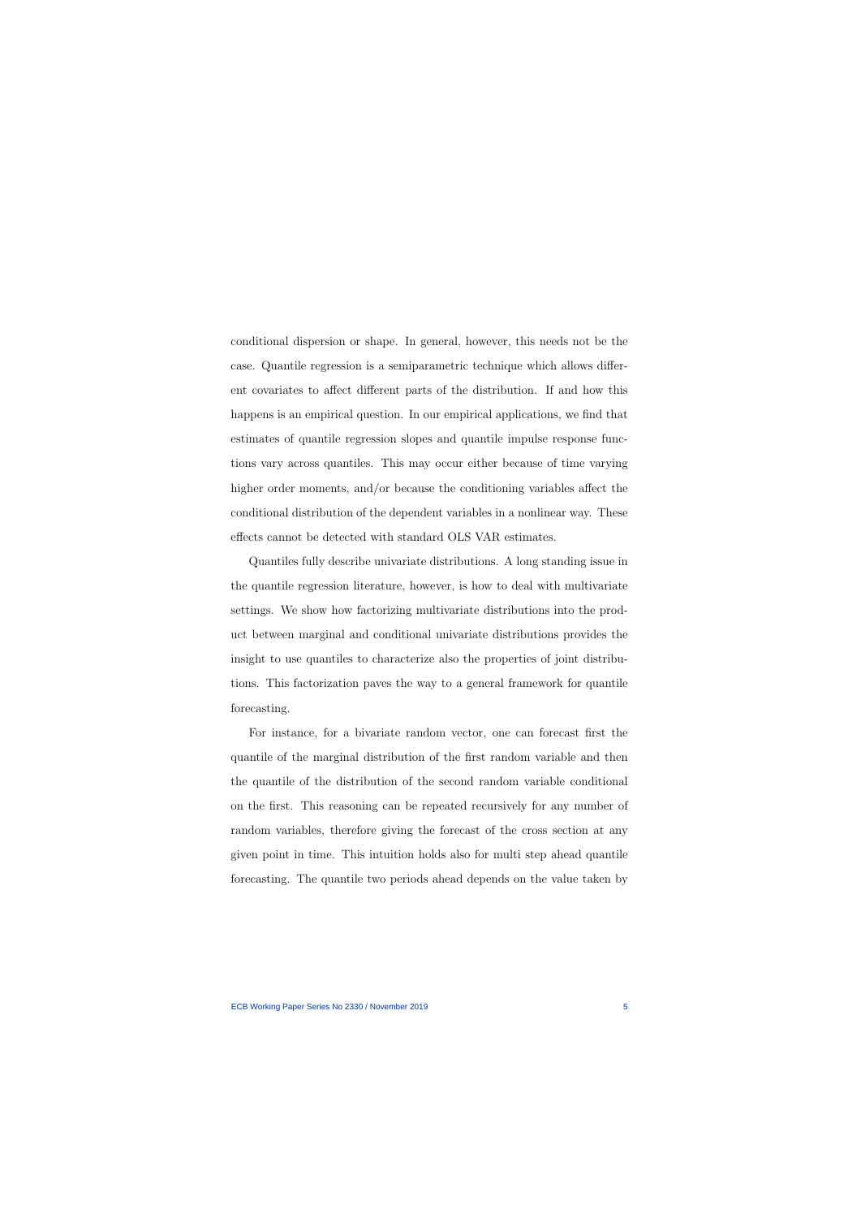conditional dispersion or shape. In general, however, this needs not be the case. Quantile regression is a semiparametric technique which allows different covariates to affect different parts of the distribution. If and how this happens is an empirical question. In our empirical applications, we find that estimates of quantile regression slopes and quantile impulse response functions vary across quantiles. This may occur either because of time varying higher order moments, and/or because the conditioning variables affect the conditional distribution of the dependent variables in a nonlinear way. These effects cannot be detected with standard OLS VAR estimates.

Quantiles fully describe univariate distributions. A long standing issue in the quantile regression literature, however, is how to deal with multivariate settings. We show how factorizing multivariate distributions into the product between marginal and conditional univariate distributions provides the insight to use quantiles to characterize also the properties of joint distributions. This factorization paves the way to a general framework for quantile forecasting.

For instance, for a bivariate random vector, one can forecast first the quantile of the marginal distribution of the first random variable and then the quantile of the distribution of the second random variable conditional on the first. This reasoning can be repeated recursively for any number of random variables, therefore giving the forecast of the cross section at any given point in time. This intuition holds also for multi step ahead quantile forecasting. The quantile two periods ahead depends on the value taken by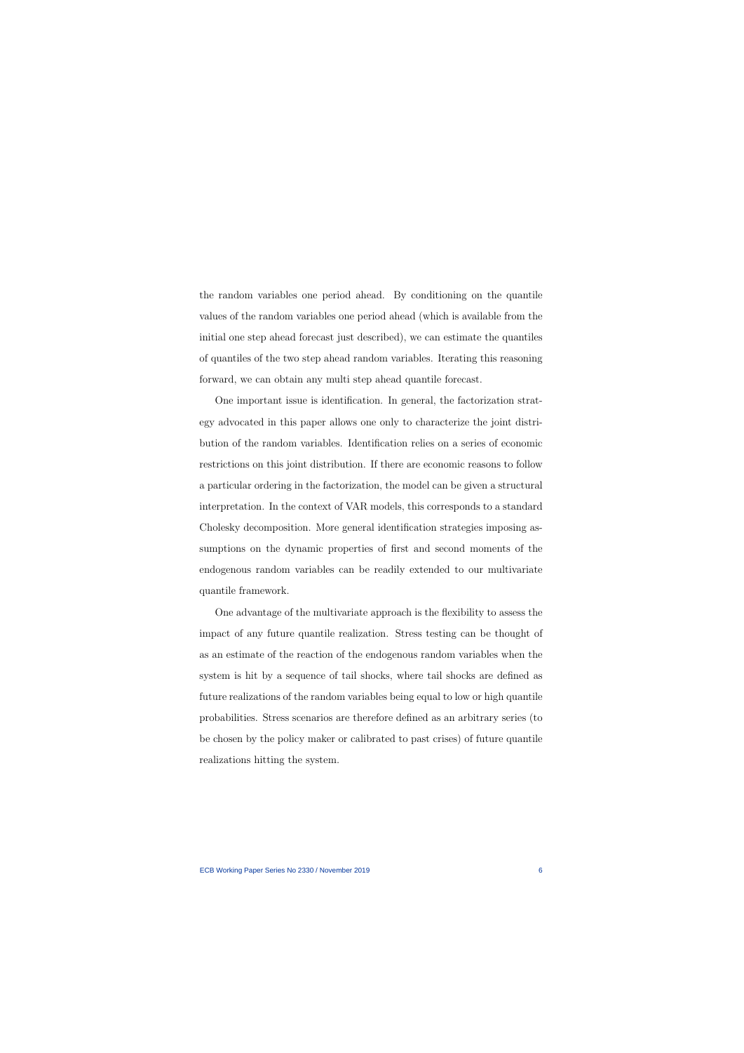the random variables one period ahead. By conditioning on the quantile values of the random variables one period ahead (which is available from the initial one step ahead forecast just described), we can estimate the quantiles of quantiles of the two step ahead random variables. Iterating this reasoning forward, we can obtain any multi step ahead quantile forecast.

One important issue is identification. In general, the factorization strategy advocated in this paper allows one only to characterize the joint distribution of the random variables. Identification relies on a series of economic restrictions on this joint distribution. If there are economic reasons to follow a particular ordering in the factorization, the model can be given a structural interpretation. In the context of VAR models, this corresponds to a standard Cholesky decomposition. More general identification strategies imposing assumptions on the dynamic properties of first and second moments of the endogenous random variables can be readily extended to our multivariate quantile framework.

One advantage of the multivariate approach is the flexibility to assess the impact of any future quantile realization. Stress testing can be thought of as an estimate of the reaction of the endogenous random variables when the system is hit by a sequence of tail shocks, where tail shocks are defined as future realizations of the random variables being equal to low or high quantile probabilities. Stress scenarios are therefore defined as an arbitrary series (to be chosen by the policy maker or calibrated to past crises) of future quantile realizations hitting the system.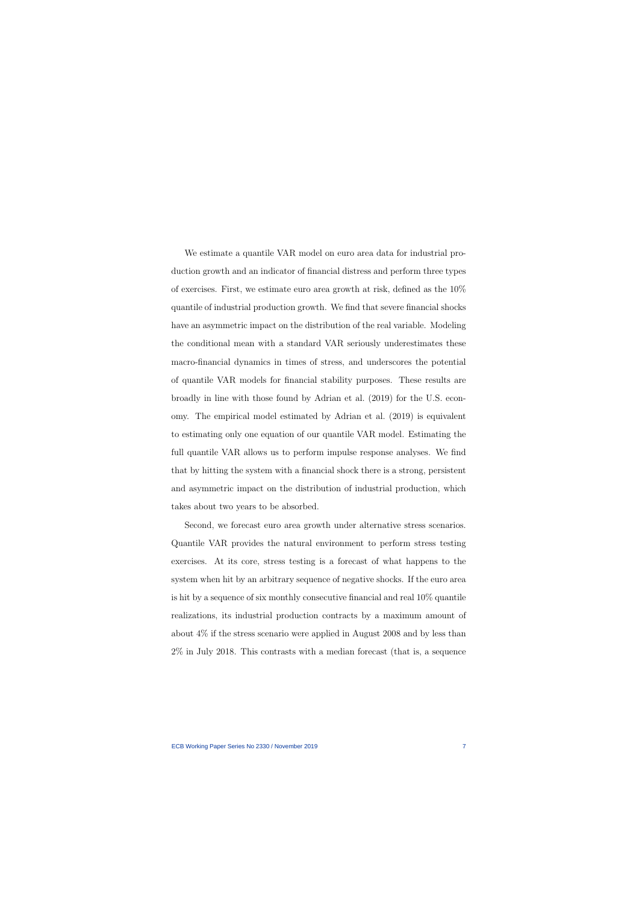We estimate a quantile VAR model on euro area data for industrial production growth and an indicator of financial distress and perform three types of exercises. First, we estimate euro area growth at risk, defined as the 10% quantile of industrial production growth. We find that severe financial shocks have an asymmetric impact on the distribution of the real variable. Modeling the conditional mean with a standard VAR seriously underestimates these macro-financial dynamics in times of stress, and underscores the potential of quantile VAR models for financial stability purposes. These results are broadly in line with those found by Adrian et al. (2019) for the U.S. economy. The empirical model estimated by Adrian et al. (2019) is equivalent to estimating only one equation of our quantile VAR model. Estimating the full quantile VAR allows us to perform impulse response analyses. We find that by hitting the system with a financial shock there is a strong, persistent and asymmetric impact on the distribution of industrial production, which takes about two years to be absorbed.

Second, we forecast euro area growth under alternative stress scenarios. Quantile VAR provides the natural environment to perform stress testing exercises. At its core, stress testing is a forecast of what happens to the system when hit by an arbitrary sequence of negative shocks. If the euro area is hit by a sequence of six monthly consecutive financial and real 10% quantile realizations, its industrial production contracts by a maximum amount of about 4% if the stress scenario were applied in August 2008 and by less than 2% in July 2018. This contrasts with a median forecast (that is, a sequence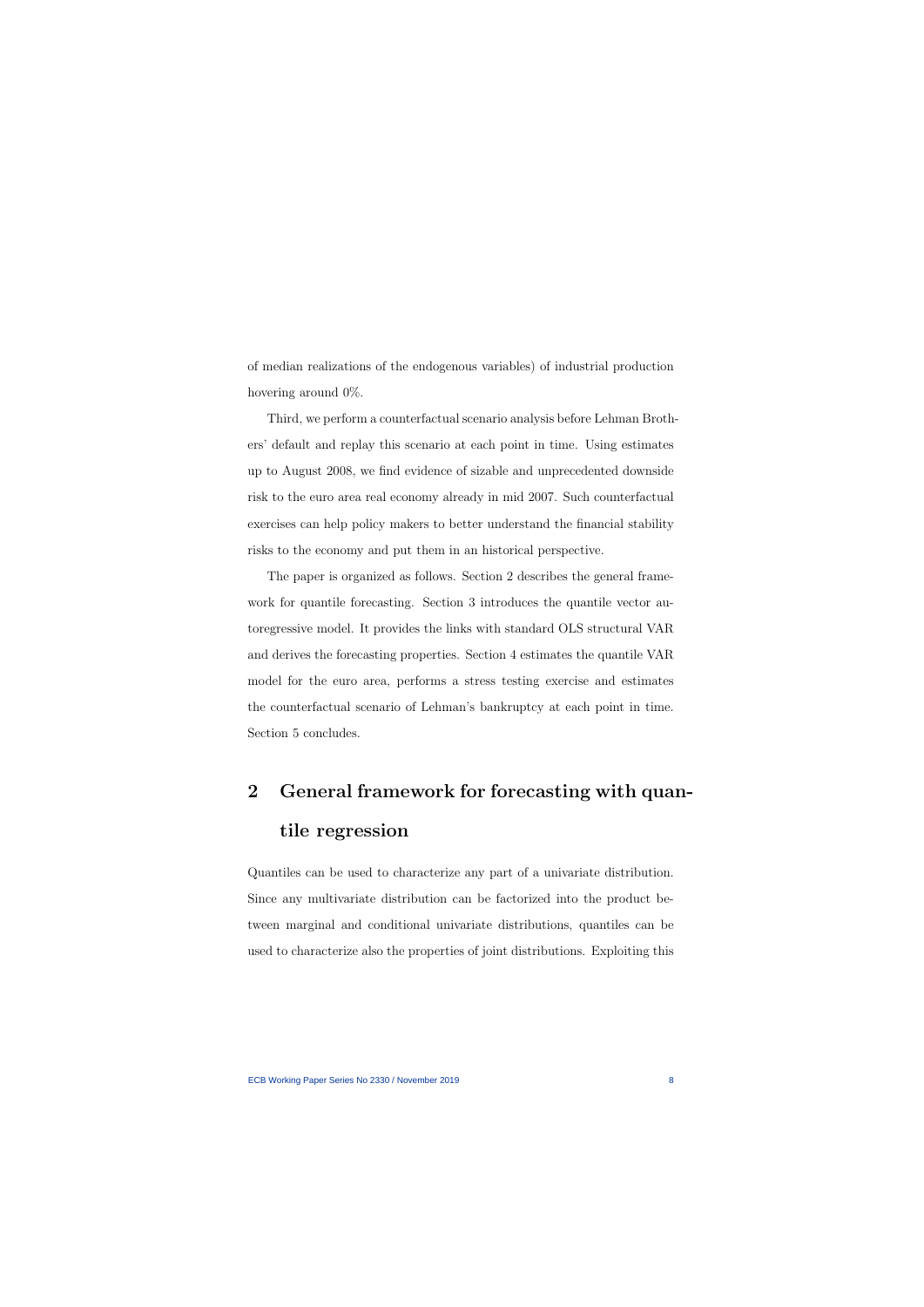of median realizations of the endogenous variables) of industrial production hovering around 0%.

Third, we perform a counterfactual scenario analysis before Lehman Brothers' default and replay this scenario at each point in time. Using estimates up to August 2008, we find evidence of sizable and unprecedented downside risk to the euro area real economy already in mid 2007. Such counterfactual exercises can help policy makers to better understand the financial stability risks to the economy and put them in an historical perspective.

The paper is organized as follows. Section 2 describes the general framework for quantile forecasting. Section 3 introduces the quantile vector autoregressive model. It provides the links with standard OLS structural VAR and derives the forecasting properties. Section 4 estimates the quantile VAR model for the euro area, performs a stress testing exercise and estimates the counterfactual scenario of Lehman's bankruptcy at each point in time. Section 5 concludes.

## 2 General framework for forecasting with quantile regression

Quantiles can be used to characterize any part of a univariate distribution. Since any multivariate distribution can be factorized into the product between marginal and conditional univariate distributions, quantiles can be used to characterize also the properties of joint distributions. Exploiting this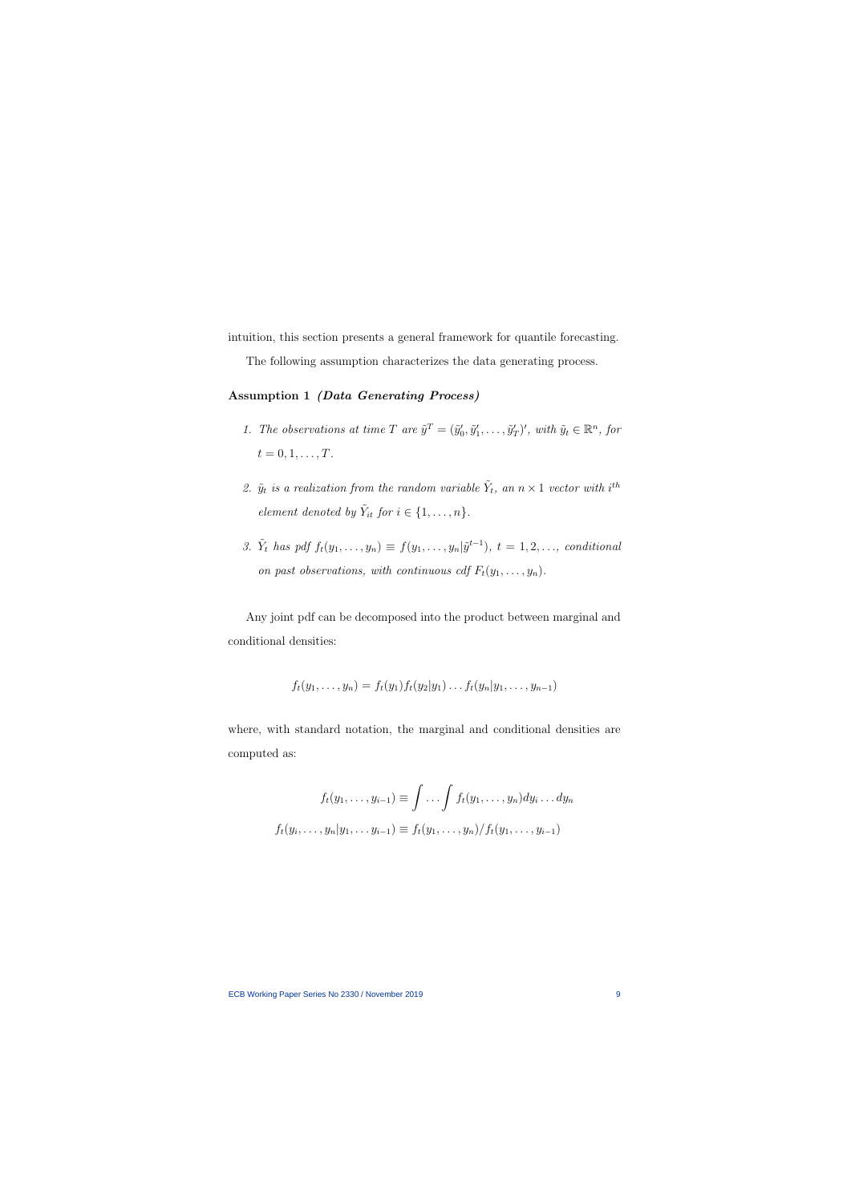intuition, this section presents a general framework for quantile forecasting.

The following assumption characterizes the data generating process.

**Assumption 1** ***(Data Generating Process)***

1. *The observations at time $T$ are $\tilde{y}^T = (\tilde{y}_0', \tilde{y}_1', \ldots, \tilde{y}_T')'$, with $\tilde{y}_t \in \mathbb{R}^n$, for $t = 0, 1, \ldots, T$.*

2. *$\tilde{y}_t$ is a realization from the random variable $\tilde{Y}_t$, an $n \times 1$ vector with $i^{th}$ element denoted by $\tilde{Y}_{it}$ for $i \in \{1, \ldots, n\}$.*

3. *$\tilde{Y}_t$ has pdf $f_t(y_1, \ldots, y_n) \equiv f(y_1, \ldots, y_n | \tilde{y}^{t-1})$, $t = 1, 2, \ldots$, conditional on past observations, with continuous cdf $F_t(y_1, \ldots, y_n)$.*

Any joint pdf can be decomposed into the product between marginal and conditional densities:

$$f_t(y_1, \ldots, y_n) = f_t(y_1) f_t(y_2 | y_1) \ldots f_t(y_n | y_1, \ldots, y_{n-1})$$

where, with standard notation, the marginal and conditional densities are computed as:

$$f_t(y_1, \ldots, y_{i-1}) \equiv \int \ldots \int f_t(y_1, \ldots, y_n) dy_i \ldots dy_n$$

$$f_t(y_i, \ldots, y_n | y_1, \ldots y_{i-1}) \equiv f_t(y_1, \ldots, y_n) / f_t(y_1, \ldots, y_{i-1})$$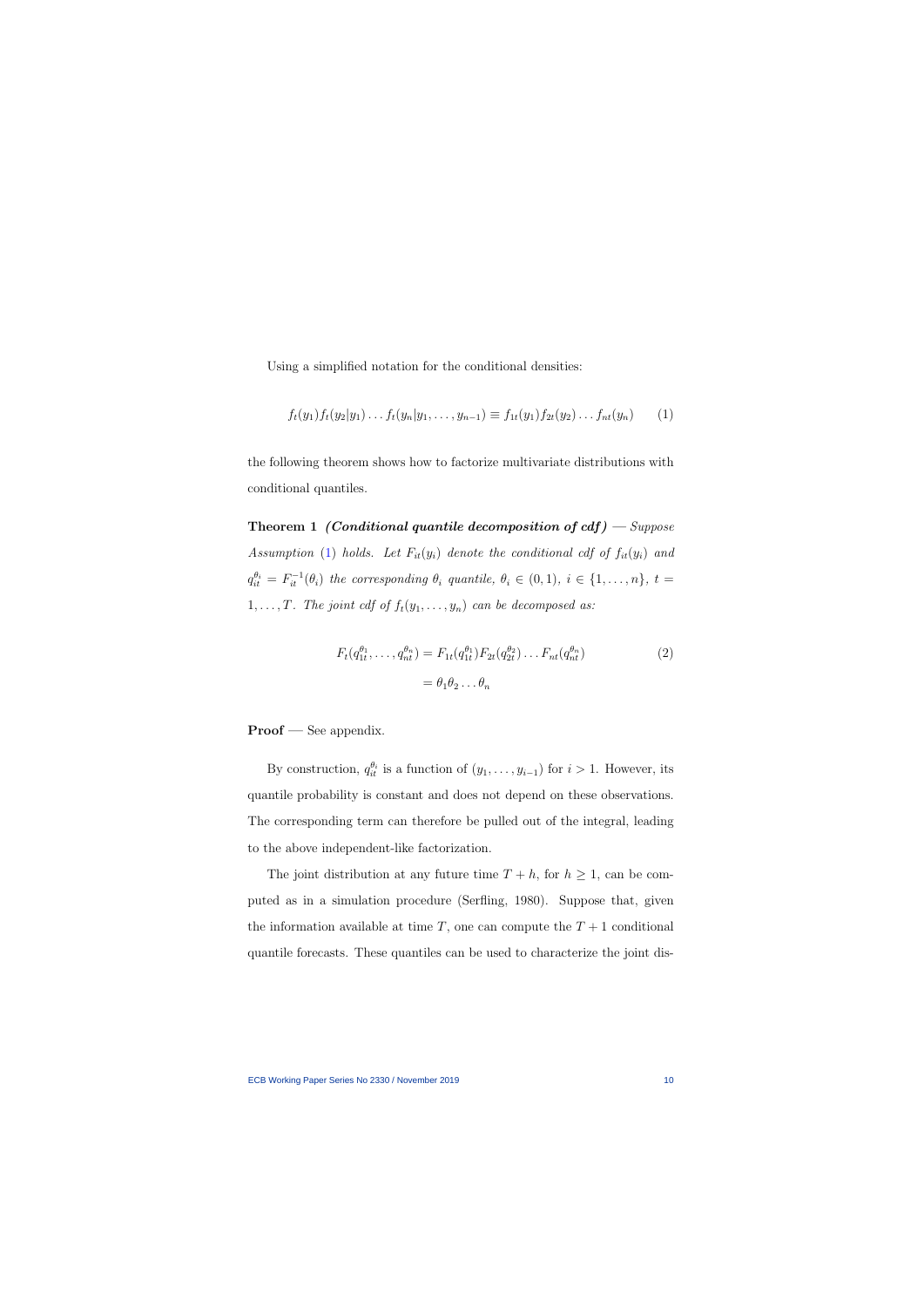Using a simplified notation for the conditional densities:

$$f_t(y_1)f_t(y_2|y_1)\dots f_t(y_n|y_1,\dots,y_{n-1}) \equiv f_{1t}(y_1)f_{2t}(y_2)\dots f_{nt}(y_n) \qquad (1)$$

the following theorem shows how to factorize multivariate distributions with conditional quantiles.

**Theorem 1** ***(Conditional quantile decomposition of cdf)*** — *Suppose Assumption (1) holds. Let $F_{it}(y_i)$ denote the conditional cdf of $f_{it}(y_i)$ and $q_{it}^{\theta_i} = F_{it}^{-1}(\theta_i)$ the corresponding $\theta_i$ quantile, $\theta_i \in (0,1)$, $i \in \{1,\dots,n\}$, $t = 1,\dots,T$. The joint cdf of $f_t(y_1,\dots,y_n)$ can be decomposed as:*

$$\begin{aligned} F_t(q_{1t}^{\theta_1},\dots,q_{nt}^{\theta_n}) &= F_{1t}(q_{1t}^{\theta_1})F_{2t}(q_{2t}^{\theta_2})\dots F_{nt}(q_{nt}^{\theta_n}) \\ &= \theta_1\theta_2\dots\theta_n \end{aligned} \qquad (2)$$

**Proof** — See appendix.

By construction, $q_{it}^{\theta_i}$ is a function of $(y_1,\dots,y_{i-1})$ for $i>1$. However, its quantile probability is constant and does not depend on these observations. The corresponding term can therefore be pulled out of the integral, leading to the above independent-like factorization.

The joint distribution at any future time $T+h$, for $h \geq 1$, can be computed as in a simulation procedure (Serfling, 1980). Suppose that, given the information available at time $T$, one can compute the $T+1$ conditional quantile forecasts. These quantiles can be used to characterize the joint dis-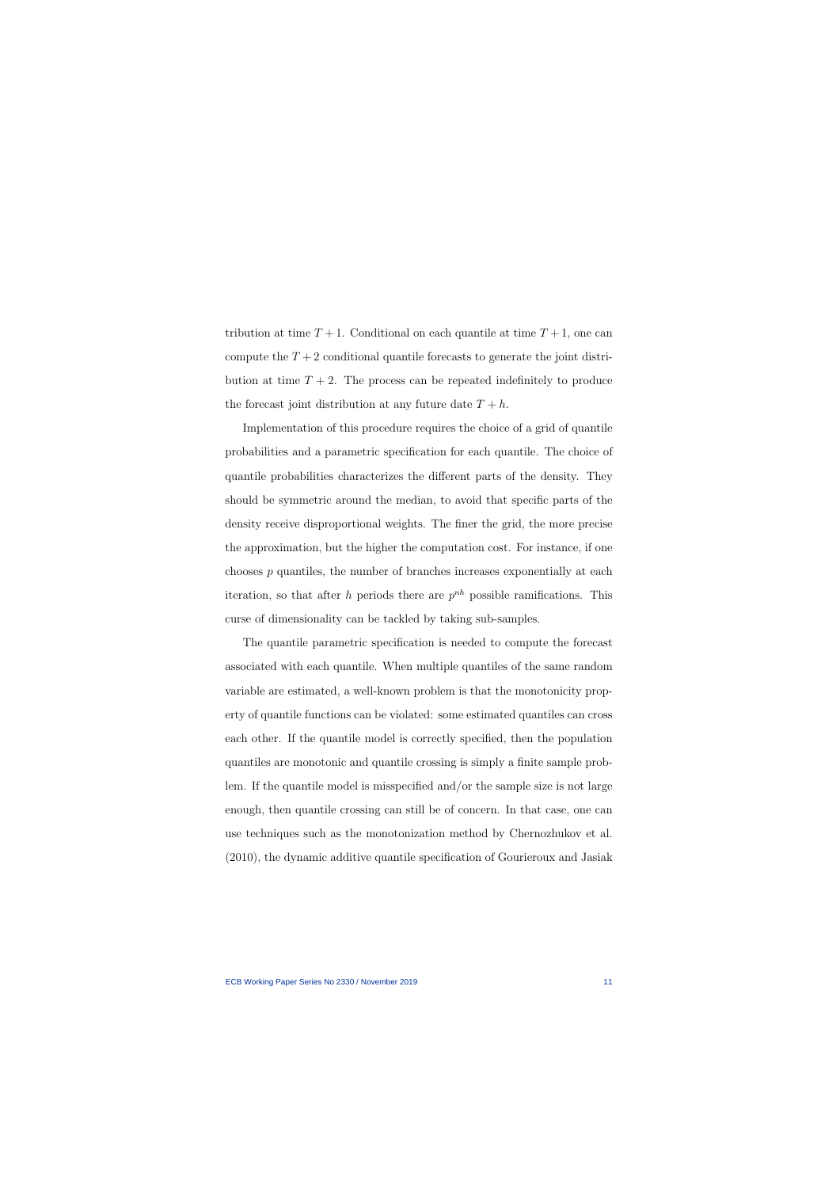tribution at time $T+1$. Conditional on each quantile at time $T+1$, one can compute the $T+2$ conditional quantile forecasts to generate the joint distribution at time $T+2$. The process can be repeated indefinitely to produce the forecast joint distribution at any future date $T+h$.

Implementation of this procedure requires the choice of a grid of quantile probabilities and a parametric specification for each quantile. The choice of quantile probabilities characterizes the different parts of the density. They should be symmetric around the median, to avoid that specific parts of the density receive disproportional weights. The finer the grid, the more precise the approximation, but the higher the computation cost. For instance, if one chooses $p$ quantiles, the number of branches increases exponentially at each iteration, so that after $h$ periods there are $p^{nh}$ possible ramifications. This curse of dimensionality can be tackled by taking sub-samples.

The quantile parametric specification is needed to compute the forecast associated with each quantile. When multiple quantiles of the same random variable are estimated, a well-known problem is that the monotonicity property of quantile functions can be violated: some estimated quantiles can cross each other. If the quantile model is correctly specified, then the population quantiles are monotonic and quantile crossing is simply a finite sample problem. If the quantile model is misspecified and/or the sample size is not large enough, then quantile crossing can still be of concern. In that case, one can use techniques such as the monotonization method by Chernozhukov et al. (2010), the dynamic additive quantile specification of Gourieroux and Jasiak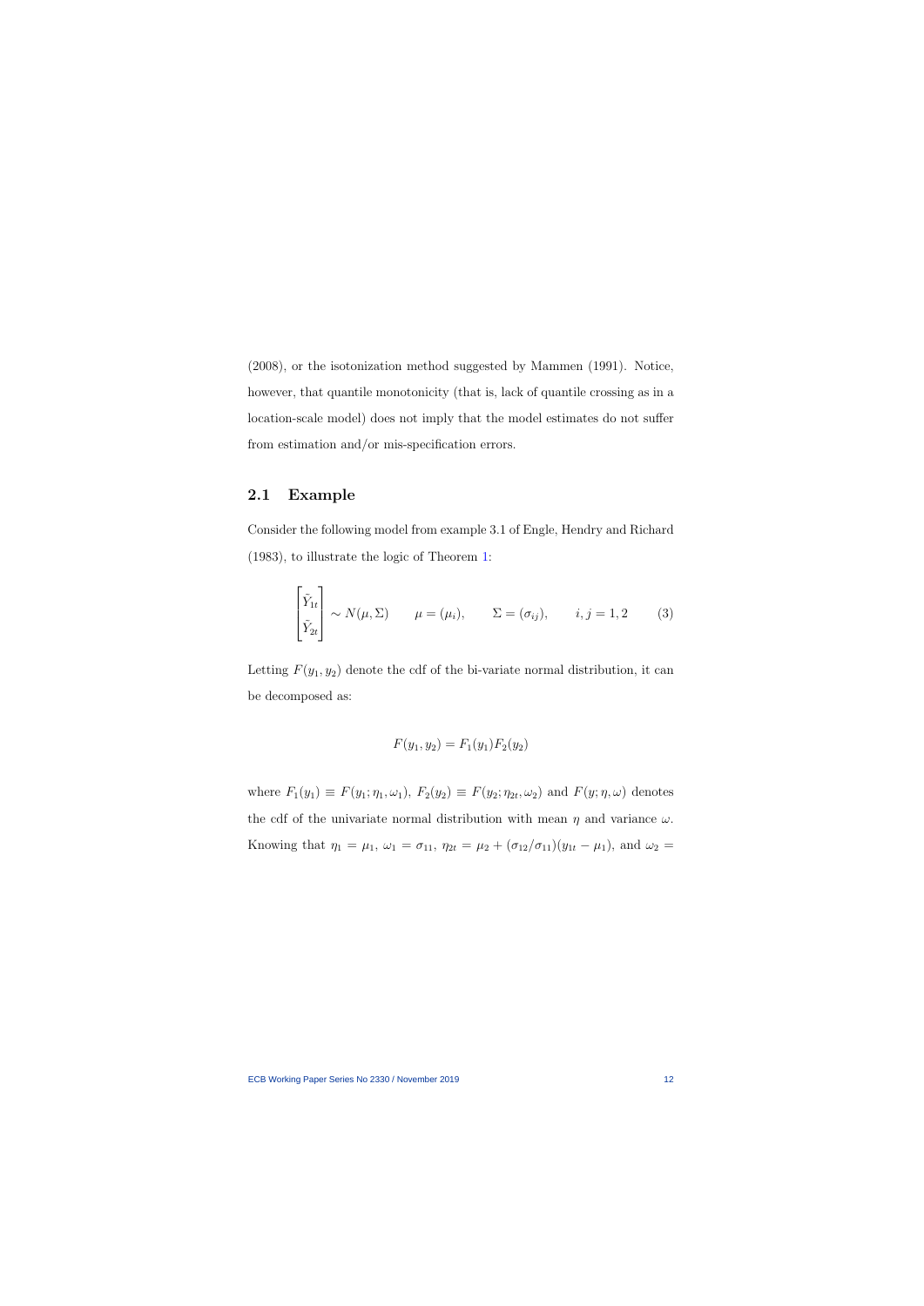(2008), or the isotonization method suggested by Mammen (1991). Notice, however, that quantile monotonicity (that is, lack of quantile crossing as in a location-scale model) does not imply that the model estimates do not suffer from estimation and/or mis-specification errors.

## 2.1 Example

Consider the following model from example 3.1 of Engle, Hendry and Richard (1983), to illustrate the logic of Theorem 1:

$$\begin{bmatrix} \tilde{Y}_{1t} \\ \tilde{Y}_{2t} \end{bmatrix} \sim N(\mu, \Sigma) \qquad \mu = (\mu_i), \qquad \Sigma = (\sigma_{ij}), \qquad i, j = 1, 2 \tag{3}$$

Letting $F(y_1, y_2)$ denote the cdf of the bi-variate normal distribution, it can be decomposed as:

$$F(y_1, y_2) = F_1(y_1)F_2(y_2)$$

where $F_1(y_1) \equiv F(y_1; \eta_1, \omega_1)$, $F_2(y_2) \equiv F(y_2; \eta_{2t}, \omega_2)$ and $F(y; \eta, \omega)$ denotes the cdf of the univariate normal distribution with mean $\eta$ and variance $\omega$. Knowing that $\eta_1 = \mu_1$, $\omega_1 = \sigma_{11}$, $\eta_{2t} = \mu_2 + (\sigma_{12}/\sigma_{11})(y_{1t} - \mu_1)$, and $\omega_2 =$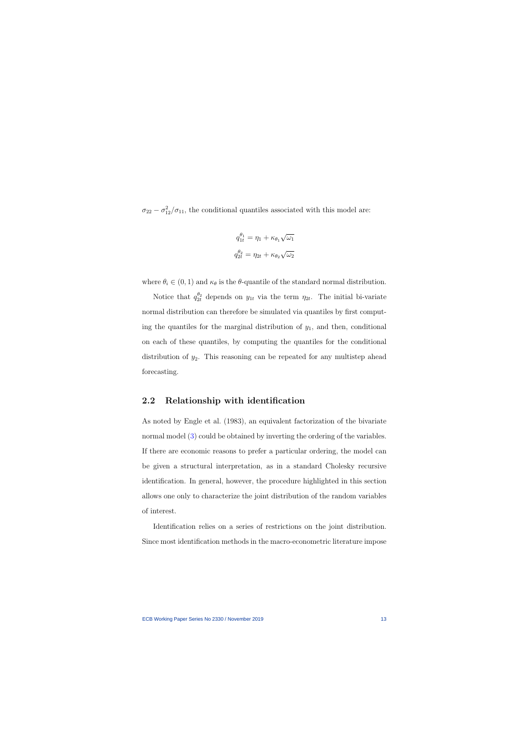$\sigma_{22} - \sigma_{12}^2/\sigma_{11}$, the conditional quantiles associated with this model are:

$$q_{1t}^{\theta_1} = \eta_1 + \kappa_{\theta_1}\sqrt{\omega_1}$$

$$q_{2t}^{\theta_2} = \eta_{2t} + \kappa_{\theta_2}\sqrt{\omega_2}$$

where $\theta_i \in (0, 1)$ and $\kappa_\theta$ is the $\theta$-quantile of the standard normal distribution.

Notice that $q_{2t}^{\theta_2}$ depends on $y_{1t}$ via the term $\eta_{2t}$. The initial bi-variate normal distribution can therefore be simulated via quantiles by first computing the quantiles for the marginal distribution of $y_1$, and then, conditional on each of these quantiles, by computing the quantiles for the conditional distribution of $y_2$. This reasoning can be repeated for any multistep ahead forecasting.

## 2.2 Relationship with identification

As noted by Engle et al. (1983), an equivalent factorization of the bivariate normal model (3) could be obtained by inverting the ordering of the variables. If there are economic reasons to prefer a particular ordering, the model can be given a structural interpretation, as in a standard Cholesky recursive identification. In general, however, the procedure highlighted in this section allows one only to characterize the joint distribution of the random variables of interest.

Identification relies on a series of restrictions on the joint distribution. Since most identification methods in the macro-econometric literature impose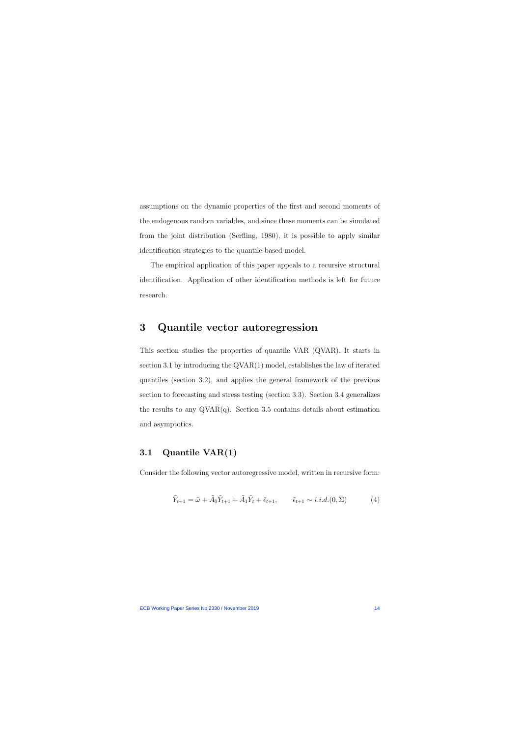assumptions on the dynamic properties of the first and second moments of the endogenous random variables, and since these moments can be simulated from the joint distribution (Serfling, 1980), it is possible to apply similar identification strategies to the quantile-based model.

The empirical application of this paper appeals to a recursive structural identification. Application of other identification methods is left for future research.

# 3 Quantile vector autoregression

This section studies the properties of quantile VAR (QVAR). It starts in section 3.1 by introducing the QVAR(1) model, establishes the law of iterated quantiles (section 3.2), and applies the general framework of the previous section to forecasting and stress testing (section 3.3). Section 3.4 generalizes the results to any QVAR(q). Section 3.5 contains details about estimation and asymptotics.

## 3.1 Quantile VAR(1)

Consider the following vector autoregressive model, written in recursive form:

$$\tilde{Y}_{t+1} = \tilde{\omega} + \tilde{A}_0 \tilde{Y}_{t+1} + \tilde{A}_1 \tilde{Y}_t + \tilde{\epsilon}_{t+1}, \qquad \tilde{\epsilon}_{t+1} \sim i.i.d.(0, \Sigma) \tag{4}$$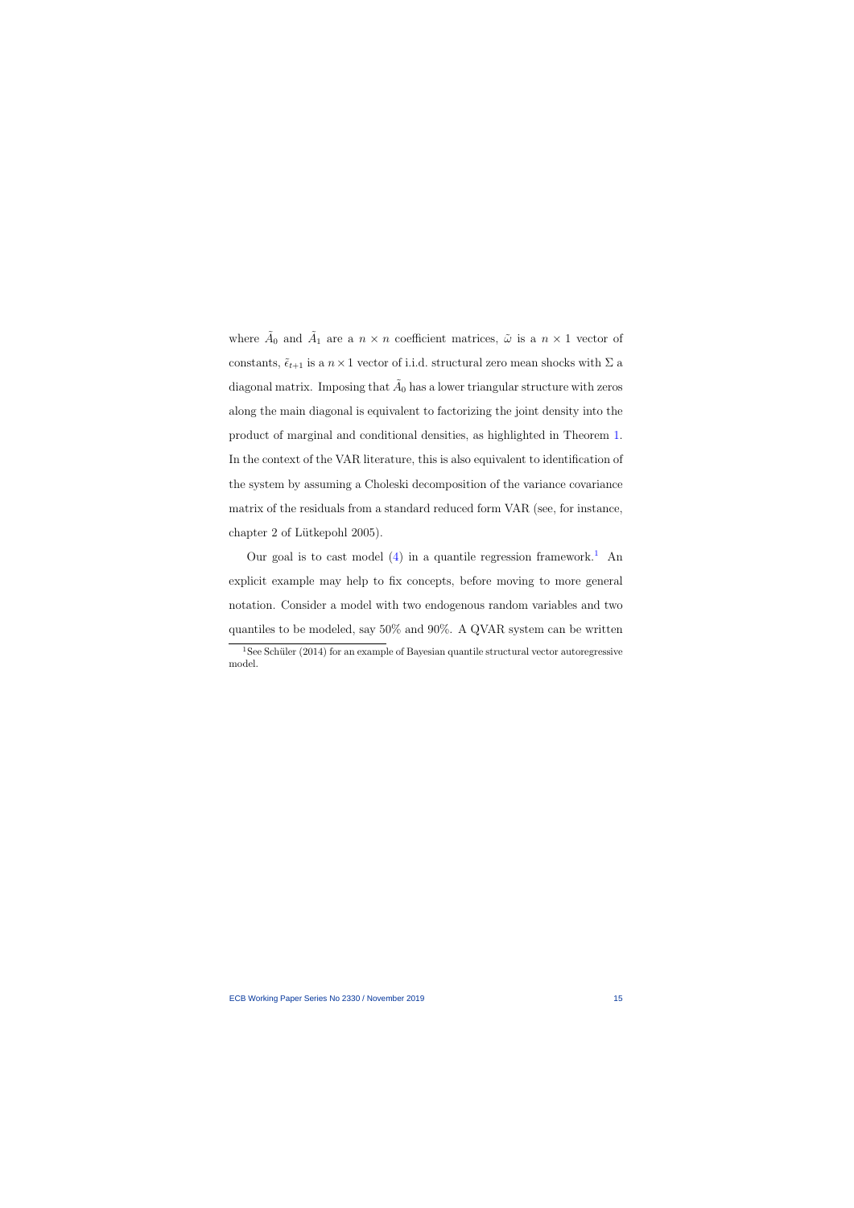where $\tilde{A}_0$ and $\tilde{A}_1$ are a $n \times n$ coefficient matrices, $\tilde{\omega}$ is a $n \times 1$ vector of constants, $\tilde{\epsilon}_{t+1}$ is a $n \times 1$ vector of i.i.d. structural zero mean shocks with $\Sigma$ a diagonal matrix. Imposing that $\tilde{A}_0$ has a lower triangular structure with zeros along the main diagonal is equivalent to factorizing the joint density into the product of marginal and conditional densities, as highlighted in Theorem 1. In the context of the VAR literature, this is also equivalent to identification of the system by assuming a Choleski decomposition of the variance covariance matrix of the residuals from a standard reduced form VAR (see, for instance, chapter 2 of Lütkepohl 2005).

Our goal is to cast model (4) in a quantile regression framework.[1] An explicit example may help to fix concepts, before moving to more general notation. Consider a model with two endogenous random variables and two quantiles to be modeled, say 50% and 90%. A QVAR system can be written

[1] See Schüler (2014) for an example of Bayesian quantile structural vector autoregressive model.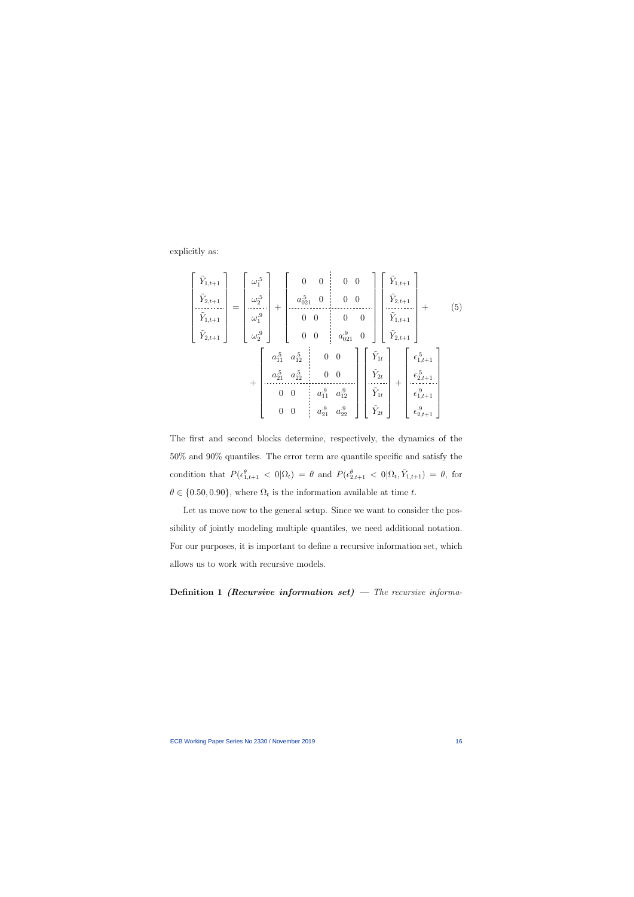explicitly as:

$$
\begin{bmatrix} \tilde{Y}_{1,t+1} \\ \tilde{Y}_{2,t+1} \\ \hdashline \tilde{Y}_{1,t+1} \\ \tilde{Y}_{2,t+1} \end{bmatrix} = \begin{bmatrix} \omega_1^{.5} \\ \omega_2^{.5} \\ \hdashline \omega_1^{.9} \\ \omega_2^{.9} \end{bmatrix} + \left[\begin{array}{cc:cc} 0 & 0 & 0 & 0 \\ a_{021}^{.5} & 0 & 0 & 0 \\ \hdashline 0 & 0 & 0 & 0 \\ 0 & 0 & a_{021}^{.9} & 0 \end{array}\right] \begin{bmatrix} \tilde{Y}_{1,t+1} \\ \tilde{Y}_{2,t+1} \\ \hdashline \tilde{Y}_{1,t+1} \\ \tilde{Y}_{2,t+1} \end{bmatrix} + \tag{5}
$$

$$
+ \left[\begin{array}{cc:cc} a_{11}^{.5} & a_{12}^{.5} & 0 & 0 \\ a_{21}^{.5} & a_{22}^{.5} & 0 & 0 \\ \hdashline 0 & 0 & a_{11}^{.9} & a_{12}^{.9} \\ 0 & 0 & a_{21}^{.9} & a_{22}^{.9} \end{array}\right] \begin{bmatrix} \tilde{Y}_{1t} \\ \tilde{Y}_{2t} \\ \hdashline \tilde{Y}_{1t} \\ \tilde{Y}_{2t} \end{bmatrix} + \begin{bmatrix} \epsilon_{1,t+1}^{.5} \\ \epsilon_{2,t+1}^{.5} \\ \hdashline \epsilon_{1,t+1}^{.9} \\ \epsilon_{2,t+1}^{.9} \end{bmatrix}
$$

The first and second blocks determine, respectively, the dynamics of the 50% and 90% quantiles. The error term are quantile specific and satisfy the condition that $P(\epsilon_{1,t+1}^{\theta} < 0|\Omega_t) = \theta$ and $P(\epsilon_{2,t+1}^{\theta} < 0|\Omega_t, \tilde{Y}_{1,t+1}) = \theta$, for $\theta \in \{0.50, 0.90\}$, where $\Omega_t$ is the information available at time $t$.

Let us move now to the general setup. Since we want to consider the possibility of jointly modeling multiple quantiles, we need additional notation. For our purposes, it is important to define a recursive information set, which allows us to work with recursive models.

**Definition 1** ***(Recursive information set)*** — *The recursive informa-*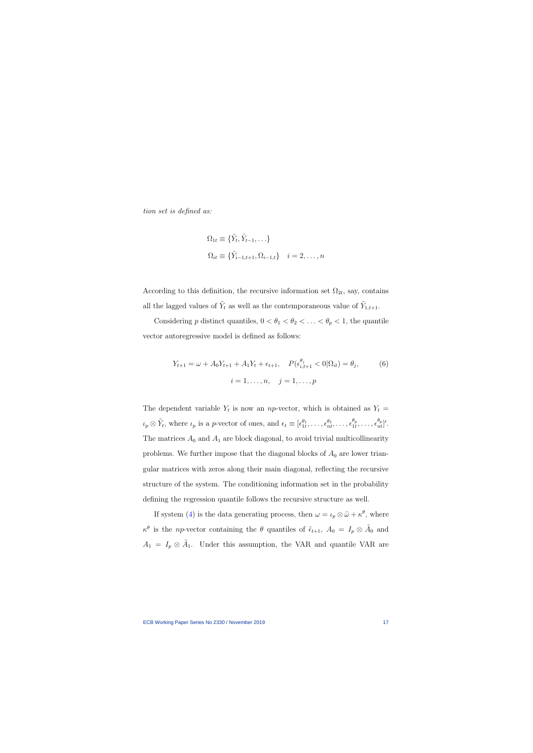*tion set is defined as:*

$$\Omega_{1t} \equiv \{\tilde{Y}_t, \tilde{Y}_{t-1}, \ldots\}$$

$$\Omega_{it} \equiv \{\tilde{Y}_{i-1,t+1}, \Omega_{i-1,t}\} \quad i = 2, \ldots, n$$

According to this definition, the recursive information set $\Omega_{2t}$, say, contains all the lagged values of $\tilde{Y}_t$ as well as the contemporaneous value of $\tilde{Y}_{1,t+1}$.

Considering $p$ distinct quantiles, $0 < \theta_1 < \theta_2 < \ldots < \theta_p < 1$, the quantile vector autoregressive model is defined as follows:

$$Y_{t+1} = \omega + A_0 Y_{t+1} + A_1 Y_t + \epsilon_{t+1}, \quad P(\epsilon_{i,t+1}^{\theta_j} < 0 | \Omega_{it}) = \theta_j, \qquad (6)$$
$$i = 1, \ldots, n, \quad j = 1, \ldots, p$$

The dependent variable $Y_t$ is now an $np$-vector, which is obtained as $Y_t = \iota_p \otimes \tilde{Y}_t$, where $\iota_p$ is a $p$-vector of ones, and $\epsilon_t \equiv [\epsilon_{1t}^{\theta_1}, \ldots, \epsilon_{nt}^{\theta_1}, \ldots, \epsilon_{1t}^{\theta_p}, \ldots, \epsilon_{nt}^{\theta_p}]'$. The matrices $A_0$ and $A_1$ are block diagonal, to avoid trivial multicollinearity problems. We further impose that the diagonal blocks of $A_0$ are lower triangular matrices with zeros along their main diagonal, reflecting the recursive structure of the system. The conditioning information set in the probability defining the regression quantile follows the recursive structure as well.

If system (4) is the data generating process, then $\omega = \iota_p \otimes \tilde{\omega} + \kappa^\theta$, where $\kappa^\theta$ is the $np$-vector containing the $\theta$ quantiles of $\tilde{\epsilon}_{t+1}$, $A_0 = I_p \otimes \tilde{A}_0$ and $A_1 = I_p \otimes \tilde{A}_1$. Under this assumption, the VAR and quantile VAR are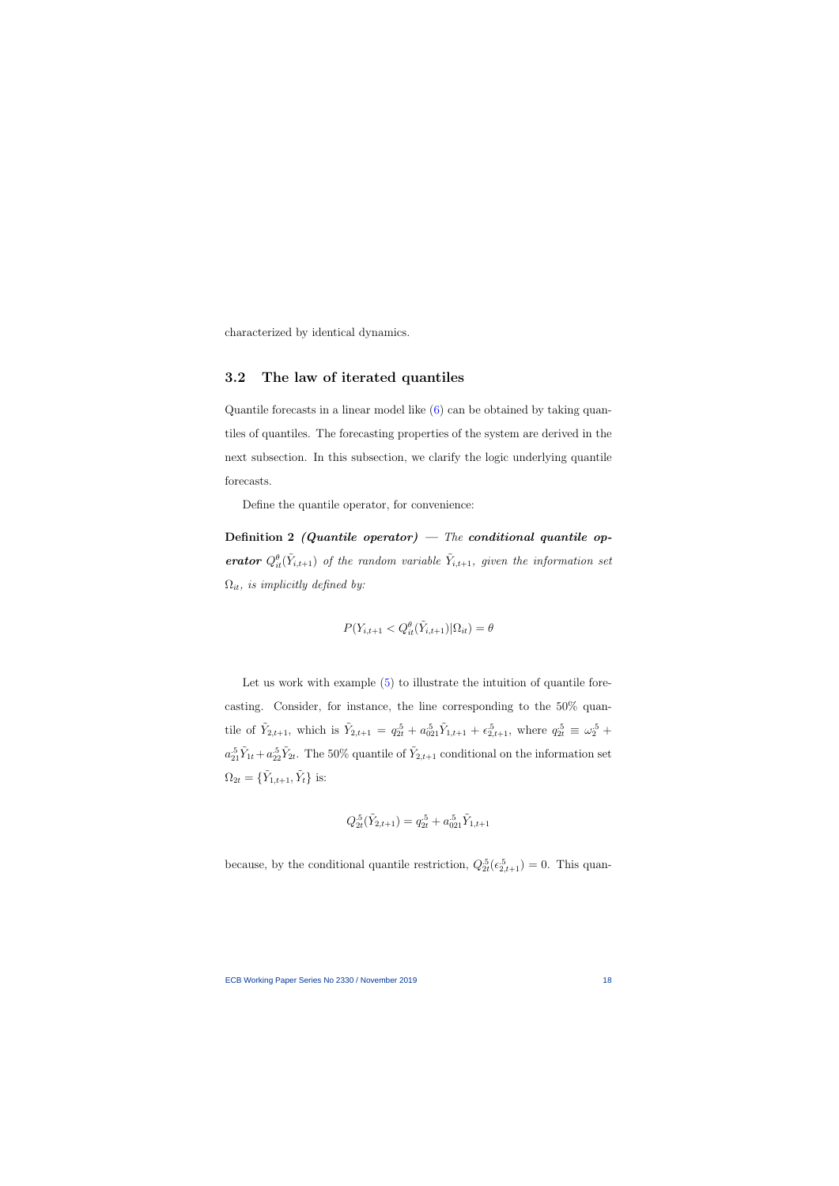characterized by identical dynamics.

## 3.2 The law of iterated quantiles

Quantile forecasts in a linear model like (6) can be obtained by taking quantiles of quantiles. The forecasting properties of the system are derived in the next subsection. In this subsection, we clarify the logic underlying quantile forecasts.

Define the quantile operator, for convenience:

**Definition 2** ***(Quantile operator)*** — *The* ***conditional quantile operator*** $Q_{it}^{\theta}(\tilde{Y}_{i,t+1})$ *of the random variable* $\tilde{Y}_{i,t+1}$*, given the information set* $\Omega_{it}$*, is implicitly defined by:*

$$P(Y_{i,t+1} < Q_{it}^{\theta}(\tilde{Y}_{i,t+1})|\Omega_{it}) = \theta$$

Let us work with example (5) to illustrate the intuition of quantile forecasting. Consider, for instance, the line corresponding to the 50% quantile of $\tilde{Y}_{2,t+1}$, which is $\tilde{Y}_{2,t+1} = q_{2t}^{.5} + a_{021}^{.5}\tilde{Y}_{1,t+1} + \epsilon_{2,t+1}^{.5}$, where $q_{2t}^{.5} \equiv \omega_2^{.5} + a_{21}^{.5}\tilde{Y}_{1t} + a_{22}^{.5}\tilde{Y}_{2t}$. The 50% quantile of $\tilde{Y}_{2,t+1}$ conditional on the information set $\Omega_{2t} = \{\tilde{Y}_{1,t+1}, \tilde{Y}_t\}$ is:

$$Q_{2t}^{.5}(\tilde{Y}_{2,t+1}) = q_{2t}^{.5} + a_{021}^{.5}\tilde{Y}_{1,t+1}$$

because, by the conditional quantile restriction, $Q_{2t}^{.5}(\epsilon_{2,t+1}^{.5}) = 0$. This quan-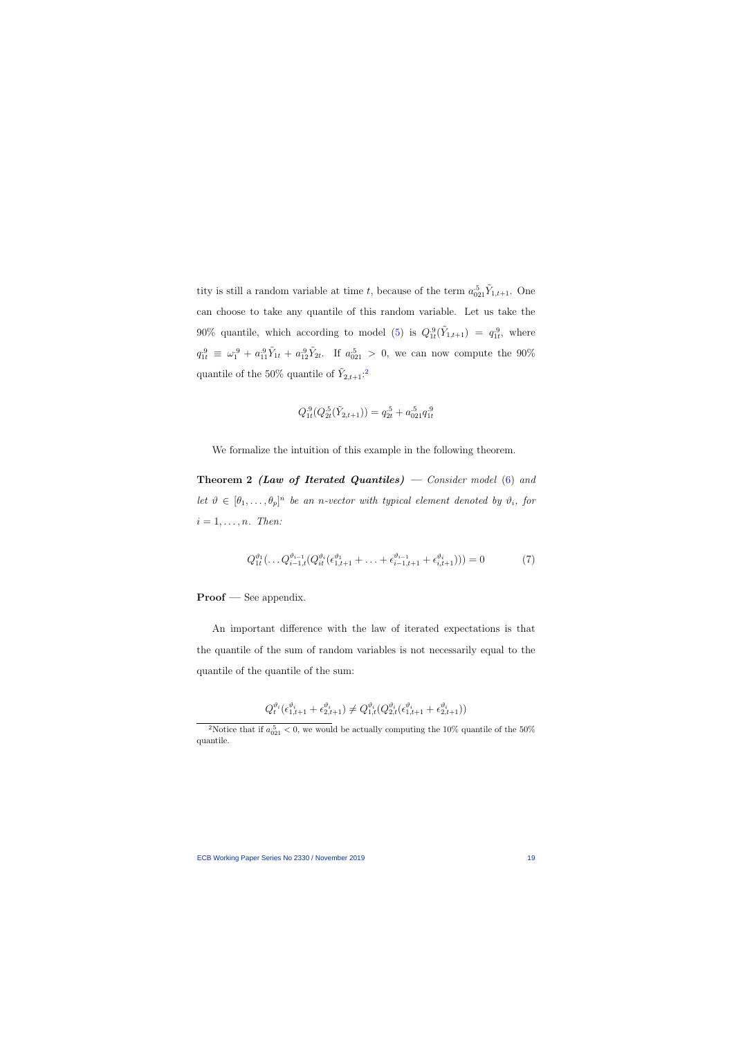tity is still a random variable at time $t$, because of the term $a_{021}^{.5}\tilde{Y}_{1,t+1}$. One can choose to take any quantile of this random variable. Let us take the 90% quantile, which according to model (5) is $Q_{1t}^{.9}(\tilde{Y}_{1,t+1}) = q_{1t}^{.9}$, where $q_{1t}^{.9} \equiv \omega_1^{.9} + a_{11}^{.9}\tilde{Y}_{1t} + a_{12}^{.9}\tilde{Y}_{2t}$. If $a_{021}^{.5} > 0$, we can now compute the 90% quantile of the 50% quantile of $\tilde{Y}_{2,t+1}$:[2]

$$Q_{1t}^{.9}(Q_{2t}^{.5}(\tilde{Y}_{2,t+1})) = q_{2t}^{.5} + a_{021}^{.5}q_{1t}^{.9}$$

We formalize the intuition of this example in the following theorem.

**Theorem 2** ***(Law of Iterated Quantiles)*** — *Consider model (6) and let $\vartheta \in [\theta_1, \ldots, \theta_p]^n$ be an $n$-vector with typical element denoted by $\vartheta_i$, for $i = 1, \ldots, n$. Then:*

$$Q_{1t}^{\vartheta_1}(\ldots Q_{i-1,t}^{\vartheta_{i-1}}(Q_{it}^{\vartheta_i}(\epsilon_{1,t+1}^{\vartheta_1} + \ldots + \epsilon_{i-1,t+1}^{\vartheta_{i-1}} + \epsilon_{i,t+1}^{\vartheta_i}))) = 0 \tag{7}$$

**Proof** — See appendix.

An important difference with the law of iterated expectations is that the quantile of the sum of random variables is not necessarily equal to the quantile of the quantile of the sum:

$$Q_t^{\vartheta_i}(\epsilon_{1,t+1}^{\vartheta_i} + \epsilon_{2,t+1}^{\vartheta_i}) \neq Q_{1,t}^{\vartheta_i}(Q_{2,t}^{\vartheta_i}(\epsilon_{1,t+1}^{\vartheta_i} + \epsilon_{2,t+1}^{\vartheta_i}))$$

[2] Notice that if $a_{021}^{.5} < 0$, we would be actually computing the 10% quantile of the 50% quantile.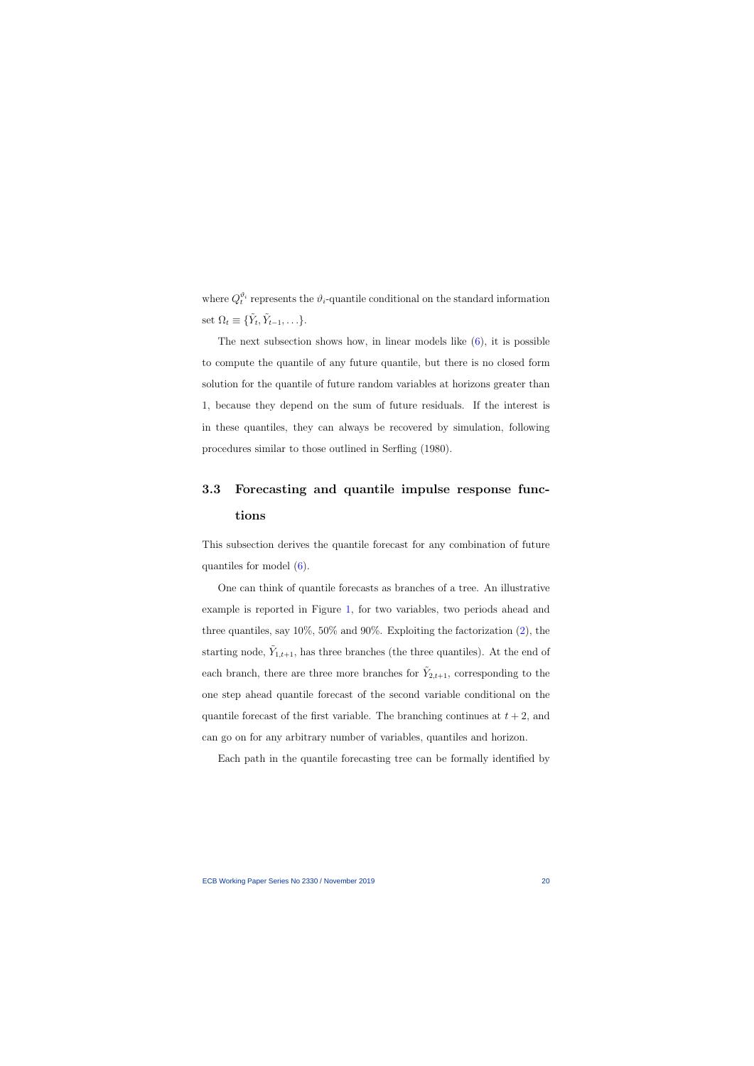where $Q_t^{\vartheta_i}$ represents the $\vartheta_i$-quantile conditional on the standard information set $\Omega_t \equiv \{\tilde{Y}_t, \tilde{Y}_{t-1}, \ldots\}$.

The next subsection shows how, in linear models like (6), it is possible to compute the quantile of any future quantile, but there is no closed form solution for the quantile of future random variables at horizons greater than 1, because they depend on the sum of future residuals. If the interest is in these quantiles, they can always be recovered by simulation, following procedures similar to those outlined in Serfling (1980).

### 3.3 Forecasting and quantile impulse response functions

This subsection derives the quantile forecast for any combination of future quantiles for model (6).

One can think of quantile forecasts as branches of a tree. An illustrative example is reported in Figure 1, for two variables, two periods ahead and three quantiles, say 10%, 50% and 90%. Exploiting the factorization (2), the starting node, $\tilde{Y}_{1,t+1}$, has three branches (the three quantiles). At the end of each branch, there are three more branches for $\tilde{Y}_{2,t+1}$, corresponding to the one step ahead quantile forecast of the second variable conditional on the quantile forecast of the first variable. The branching continues at $t+2$, and can go on for any arbitrary number of variables, quantiles and horizon.

Each path in the quantile forecasting tree can be formally identified by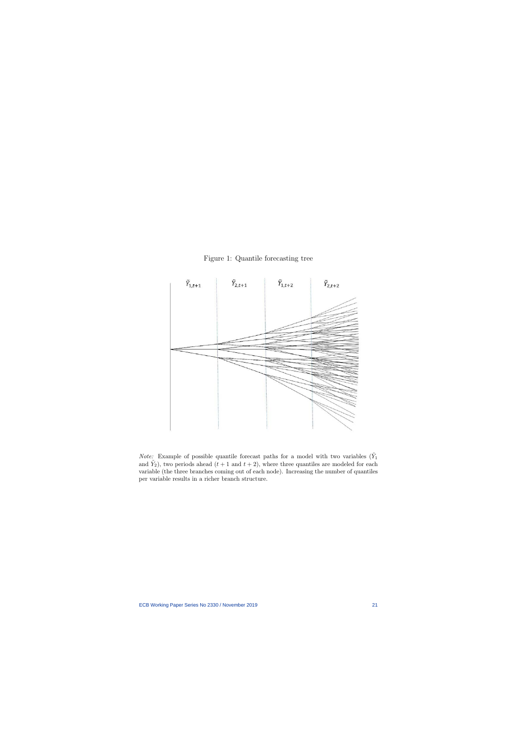Figure 1: Quantile forecasting tree

*Note:* Example of possible quantile forecast paths for a model with two variables ($\tilde{Y}_1$ and $\tilde{Y}_2$), two periods ahead ($t + 1$ and $t + 2$), where three quantiles are modeled for each variable (the three branches coming out of each node). Increasing the number of quantiles per variable results in a richer branch structure.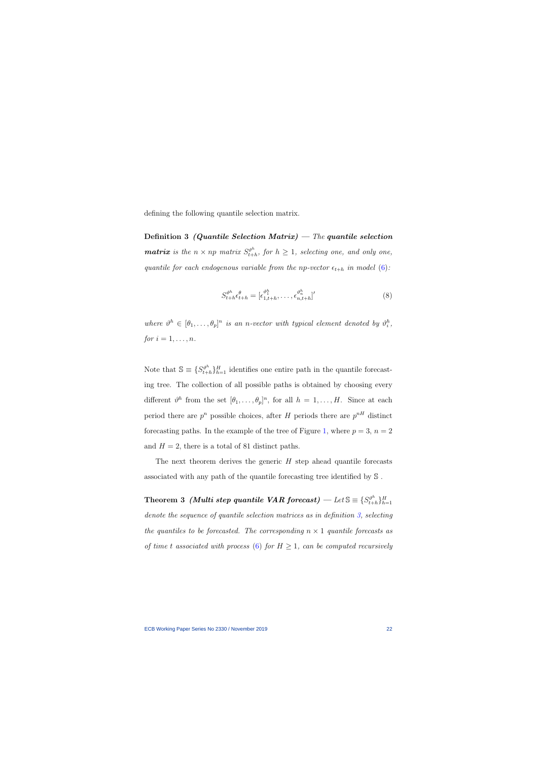defining the following quantile selection matrix.

**Definition 3** ***(Quantile Selection Matrix)*** — *The* ***quantile selection matrix*** *is the $n \times np$ matrix $S^{\vartheta^h}_{t+h}$, for $h \geq 1$, selecting one, and only one, quantile for each endogenous variable from the np-vector $\epsilon_{t+h}$ in model (6):*

$$S^{\vartheta^h}_{t+h}\epsilon^{\theta}_{t+h} = [\epsilon^{\vartheta^h_1}_{1,t+h}, \ldots, \epsilon^{\vartheta^h_n}_{n,t+h}]' \tag{8}$$

*where $\vartheta^h \in [\theta_1, \ldots, \theta_p]^n$ is an n-vector with typical element denoted by $\vartheta^h_i$, for $i = 1, \ldots, n$.*

Note that $\mathbb{S} \equiv \{S^{\vartheta^h}_{t+h}\}^H_{h=1}$ identifies one entire path in the quantile forecasting tree. The collection of all possible paths is obtained by choosing every different $\vartheta^h$ from the set $[\theta_1, \ldots, \theta_p]^n$, for all $h = 1, \ldots, H$. Since at each period there are $p^n$ possible choices, after $H$ periods there are $p^{nH}$ distinct forecasting paths. In the example of the tree of Figure 1, where $p = 3$, $n = 2$ and $H = 2$, there is a total of 81 distinct paths.

The next theorem derives the generic $H$ step ahead quantile forecasts associated with any path of the quantile forecasting tree identified by $\mathbb{S}$ .

**Theorem 3** ***(Multi step quantile VAR forecast)*** — *Let $\mathbb{S} \equiv \{S^{\vartheta^h}_{t+h}\}^H_{h=1}$ denote the sequence of quantile selection matrices as in definition 3, selecting the quantiles to be forecasted. The corresponding $n \times 1$ quantile forecasts as of time $t$ associated with process (6) for $H \geq 1$, can be computed recursively*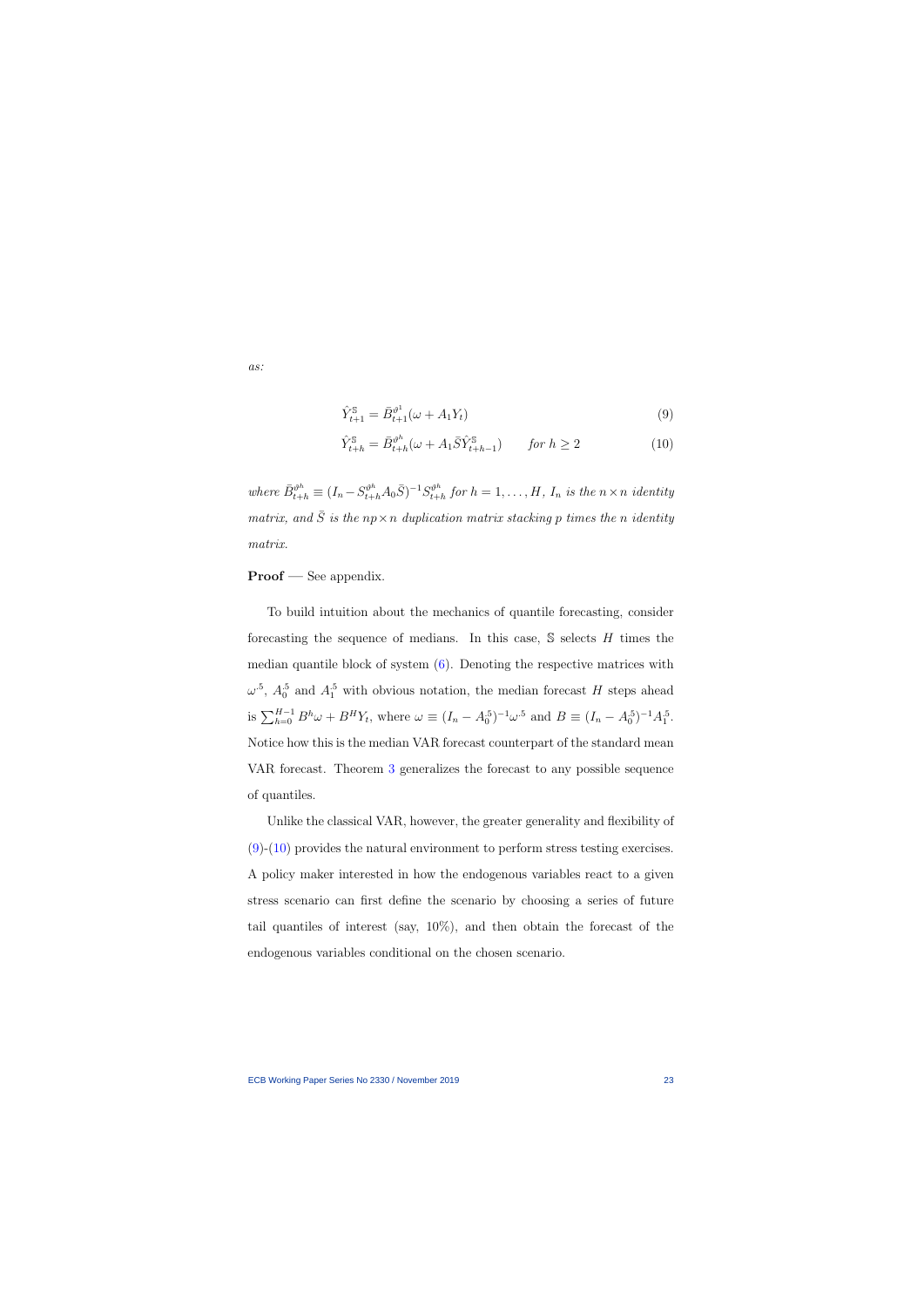*as:*

$$\hat{Y}^{\mathbb{S}}_{t+1} = \bar{B}^{\vartheta^1}_{t+1}(\omega + A_1 Y_t) \tag{9}$$

$$\hat{Y}^{\mathbb{S}}_{t+h} = \bar{B}^{\vartheta^h}_{t+h}(\omega + A_1 \bar{S}\hat{Y}^{\mathbb{S}}_{t+h-1}) \qquad \textit{for } h \geq 2 \tag{10}$$

*where* $\bar{B}^{\vartheta^h}_{t+h} \equiv (I_n - S^{\vartheta^h}_{t+h} A_0 \bar{S})^{-1} S^{\vartheta^h}_{t+h}$ *for* $h = 1, \ldots, H$, $I_n$ *is the* $n \times n$ *identity matrix, and* $\bar{S}$ *is the* $np \times n$ *duplication matrix stacking* $p$ *times the* $n$ *identity matrix.*

**Proof** — See appendix.

To build intuition about the mechanics of quantile forecasting, consider forecasting the sequence of medians. In this case, $\mathbb{S}$ selects $H$ times the median quantile block of system (6). Denoting the respective matrices with $\omega^{.5}$, $A_0^{.5}$ and $A_1^{.5}$ with obvious notation, the median forecast $H$ steps ahead is $\sum_{h=0}^{H-1} B^h \omega + B^H Y_t$, where $\omega \equiv (I_n - A_0^{.5})^{-1}\omega^{.5}$ and $B \equiv (I_n - A_0^{.5})^{-1} A_1^{.5}$. Notice how this is the median VAR forecast counterpart of the standard mean VAR forecast. Theorem 3 generalizes the forecast to any possible sequence of quantiles.

Unlike the classical VAR, however, the greater generality and flexibility of (9)-(10) provides the natural environment to perform stress testing exercises. A policy maker interested in how the endogenous variables react to a given stress scenario can first define the scenario by choosing a series of future tail quantiles of interest (say, 10%), and then obtain the forecast of the endogenous variables conditional on the chosen scenario.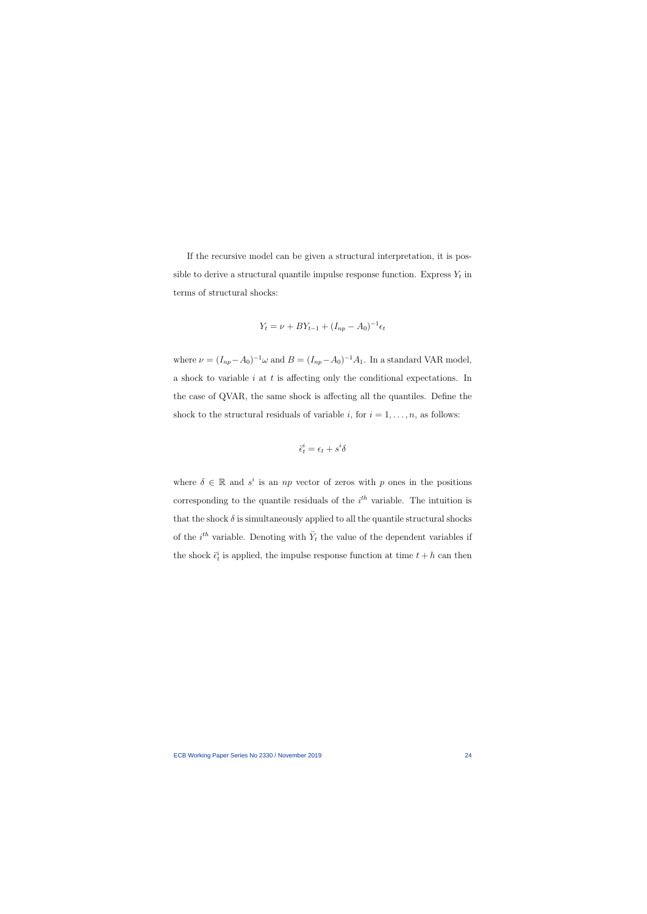If the recursive model can be given a structural interpretation, it is possible to derive a structural quantile impulse response function. Express $Y_t$ in terms of structural shocks:

$$Y_t = \nu + BY_{t-1} + (I_{np} - A_0)^{-1}\epsilon_t$$

where $\nu = (I_{np} - A_0)^{-1}\omega$ and $B = (I_{np} - A_0)^{-1}A_1$. In a standard VAR model, a shock to variable $i$ at $t$ is affecting only the conditional expectations. In the case of QVAR, the same shock is affecting all the quantiles. Define the shock to the structural residuals of variable $i$, for $i = 1, \ldots, n$, as follows:

$$\ddot{\epsilon}_t^i = \epsilon_t + s^i\delta$$

where $\delta \in \mathbb{R}$ and $s^i$ is an $np$ vector of zeros with $p$ ones in the positions corresponding to the quantile residuals of the $i^{th}$ variable. The intuition is that the shock $\delta$ is simultaneously applied to all the quantile structural shocks of the $i^{th}$ variable. Denoting with $\ddot{Y}_t$ the value of the dependent variables if the shock $\ddot{\epsilon}_t^i$ is applied, the impulse response function at time $t + h$ can then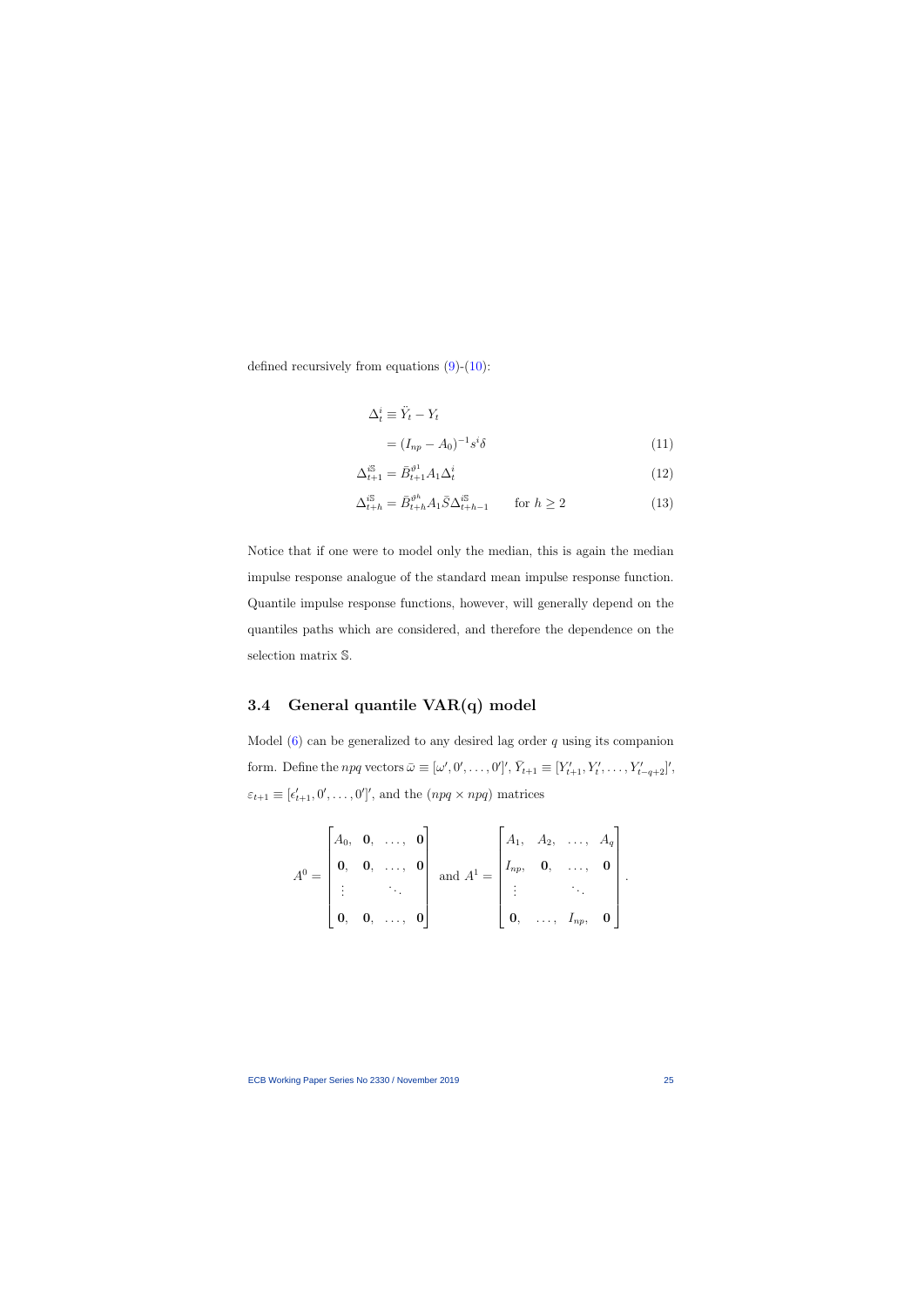defined recursively from equations (9)-(10):

$$
\begin{aligned}
\Delta_t^i &\equiv \ddot{Y}_t - Y_t \\
&= (I_{np} - A_0)^{-1} s^i \delta \qquad (11)
\end{aligned}
$$

$$
\Delta_{t+1}^{i\mathbb{S}} = \bar{B}_{t+1}^{\theta^1} A_1 \Delta_t^i \qquad (12)
$$

$$
\Delta_{t+h}^{i\mathbb{S}} = \bar{B}_{t+h}^{\theta^h} A_1 \bar{S} \Delta_{t+h-1}^{i\mathbb{S}} \qquad \text{for } h \geq 2 \qquad (13)
$$

Notice that if one were to model only the median, this is again the median impulse response analogue of the standard mean impulse response function. Quantile impulse response functions, however, will generally depend on the quantiles paths which are considered, and therefore the dependence on the selection matrix $\mathbb{S}$.

## 3.4 General quantile VAR(q) model

Model (6) can be generalized to any desired lag order $q$ using its companion form. Define the $npq$ vectors $\bar{\omega} \equiv [\omega', 0', \ldots, 0']'$, $\bar{Y}_{t+1} \equiv [Y_{t+1}', Y_t', \ldots, Y_{t-q+2}']'$, $\varepsilon_{t+1} \equiv [\epsilon_{t+1}', 0', \ldots, 0']'$, and the $(npq \times npq)$ matrices

$$
A^0 = \begin{bmatrix} A_0, & \mathbf{0}, & \ldots, & \mathbf{0} \\ \mathbf{0}, & \mathbf{0}, & \ldots, & \mathbf{0} \\ \vdots & & \ddots & \\ \mathbf{0}, & \mathbf{0}, & \ldots, & \mathbf{0} \end{bmatrix} \text{ and } A^1 = \begin{bmatrix} A_1, & A_2, & \ldots, & A_q \\ I_{np}, & \mathbf{0}, & \ldots, & \mathbf{0} \\ \vdots & & \ddots & \\ \mathbf{0}, & \ldots, & I_{np}, & \mathbf{0} \end{bmatrix}.
$$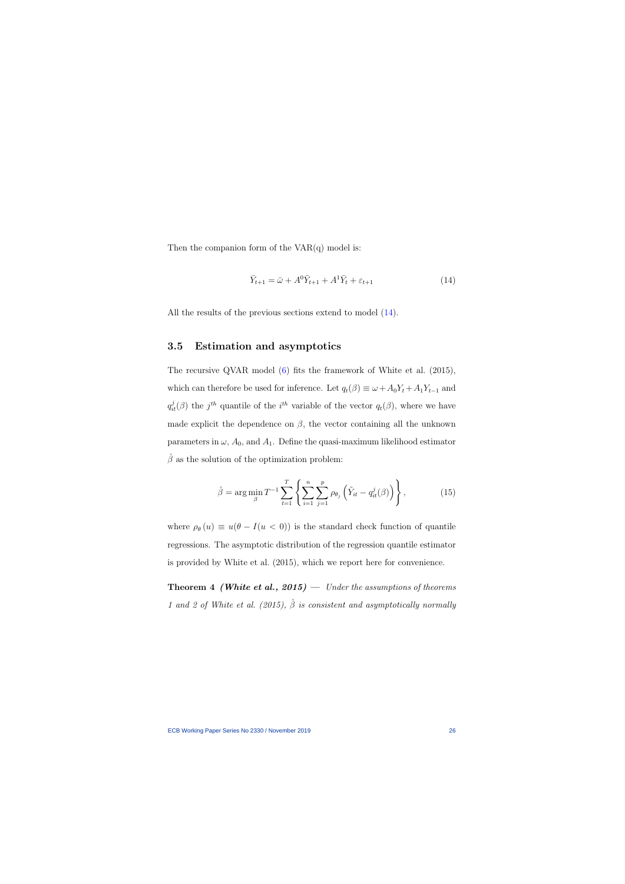Then the companion form of the VAR(q) model is:

$$\bar{Y}_{t+1} = \bar{\omega} + A^0 \bar{Y}_{t+1} + A^1 \bar{Y}_t + \varepsilon_{t+1} \tag{14}$$

All the results of the previous sections extend to model (14).

## 3.5 Estimation and asymptotics

The recursive QVAR model (6) fits the framework of White et al. (2015), which can therefore be used for inference. Let $q_t(\beta) \equiv \omega + A_0 Y_t + A_1 Y_{t-1}$ and $q_{it}^j(\beta)$ the $j^{th}$ quantile of the $i^{th}$ variable of the vector $q_t(\beta)$, where we have made explicit the dependence on $\beta$, the vector containing all the unknown parameters in $\omega$, $A_0$, and $A_1$. Define the quasi-maximum likelihood estimator $\hat{\beta}$ as the solution of the optimization problem:

$$\hat{\beta} = \arg\min_{\beta} T^{-1} \sum_{t=1}^{T} \left\{ \sum_{i=1}^{n} \sum_{j=1}^{p} \rho_{\theta_j} \left( \tilde{Y}_{it} - q_{it}^j(\beta) \right) \right\}, \tag{15}$$

where $\rho_\theta(u) \equiv u(\theta - I(u < 0))$ is the standard check function of quantile regressions. The asymptotic distribution of the regression quantile estimator is provided by White et al. (2015), which we report here for convenience.

**Theorem 4** ***(White et al., 2015)*** — *Under the assumptions of theorems 1 and 2 of White et al. (2015), $\hat{\beta}$ is consistent and asymptotically normally*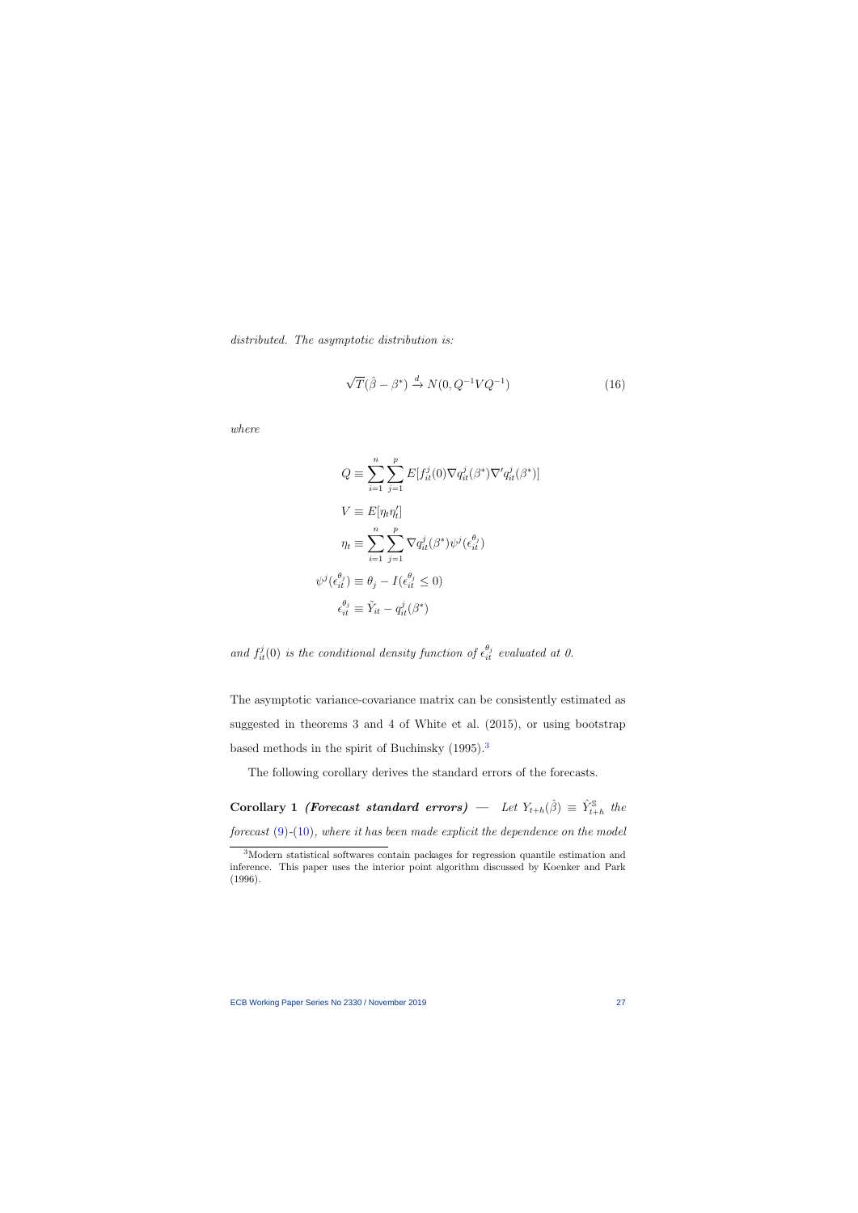*distributed. The asymptotic distribution is:*

$$\sqrt{T}(\hat{\beta} - \beta^*) \xrightarrow{d} N(0, Q^{-1}VQ^{-1}) \tag{16}$$

*where*

$$Q \equiv \sum_{i=1}^{n} \sum_{j=1}^{p} E[f_{it}^j(0) \nabla q_{it}^j(\beta^*) \nabla' q_{it}^j(\beta^*)]$$

$$V \equiv E[\eta_t \eta_t']$$

$$\eta_t \equiv \sum_{i=1}^{n} \sum_{j=1}^{p} \nabla q_{it}^j(\beta^*) \psi^j(\epsilon_{it}^{\theta_j})$$

$$\psi^j(\epsilon_{it}^{\theta_j}) \equiv \theta_j - I(\epsilon_{it}^{\theta_j} \leq 0)$$

$$\epsilon_{it}^{\theta_j} \equiv \tilde{Y}_{it} - q_{it}^j(\beta^*)$$

*and $f_{it}^j(0)$ is the conditional density function of $\epsilon_{it}^{\theta_j}$ evaluated at 0.*

The asymptotic variance-covariance matrix can be consistently estimated as suggested in theorems 3 and 4 of White et al. (2015), or using bootstrap based methods in the spirit of Buchinsky (1995).[3]

The following corollary derives the standard errors of the forecasts.

**Corollary 1** ***(Forecast standard errors)*** — *Let $Y_{t+h}(\hat{\beta}) \equiv \hat{Y}_{t+h}^{\mathbb{S}}$ the forecast (9)-(10), where it has been made explicit the dependence on the model*

[3] Modern statistical softwares contain packages for regression quantile estimation and inference. This paper uses the interior point algorithm discussed by Koenker and Park (1996).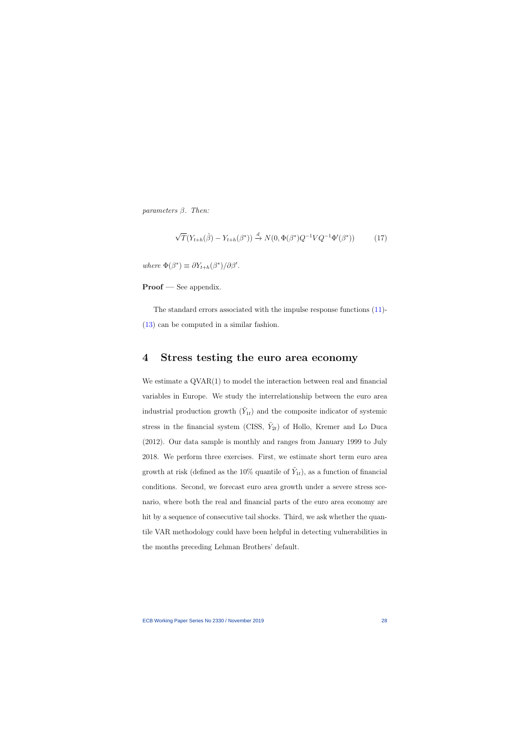*parameters $\beta$. Then:*

$$\sqrt{T}(Y_{t+h}(\hat{\beta}) - Y_{t+h}(\beta^*)) \xrightarrow{d} N(0, \Phi(\beta^*)Q^{-1}VQ^{-1}\Phi'(\beta^*)) \qquad (17)$$

*where* $\Phi(\beta^*) \equiv \partial Y_{t+h}(\beta^*)/\partial\beta'$.

**Proof** — See appendix.

The standard errors associated with the impulse response functions (11)-(13) can be computed in a similar fashion.

# 4 Stress testing the euro area economy

We estimate a QVAR(1) to model the interaction between real and financial variables in Europe. We study the interrelationship between the euro area industrial production growth ($\tilde{Y}_{1t}$) and the composite indicator of systemic stress in the financial system (CISS, $\tilde{Y}_{2t}$) of Hollo, Kremer and Lo Duca (2012). Our data sample is monthly and ranges from January 1999 to July 2018. We perform three exercises. First, we estimate short term euro area growth at risk (defined as the 10% quantile of $\tilde{Y}_{1t}$), as a function of financial conditions. Second, we forecast euro area growth under a severe stress scenario, where both the real and financial parts of the euro area economy are hit by a sequence of consecutive tail shocks. Third, we ask whether the quantile VAR methodology could have been helpful in detecting vulnerabilities in the months preceding Lehman Brothers' default.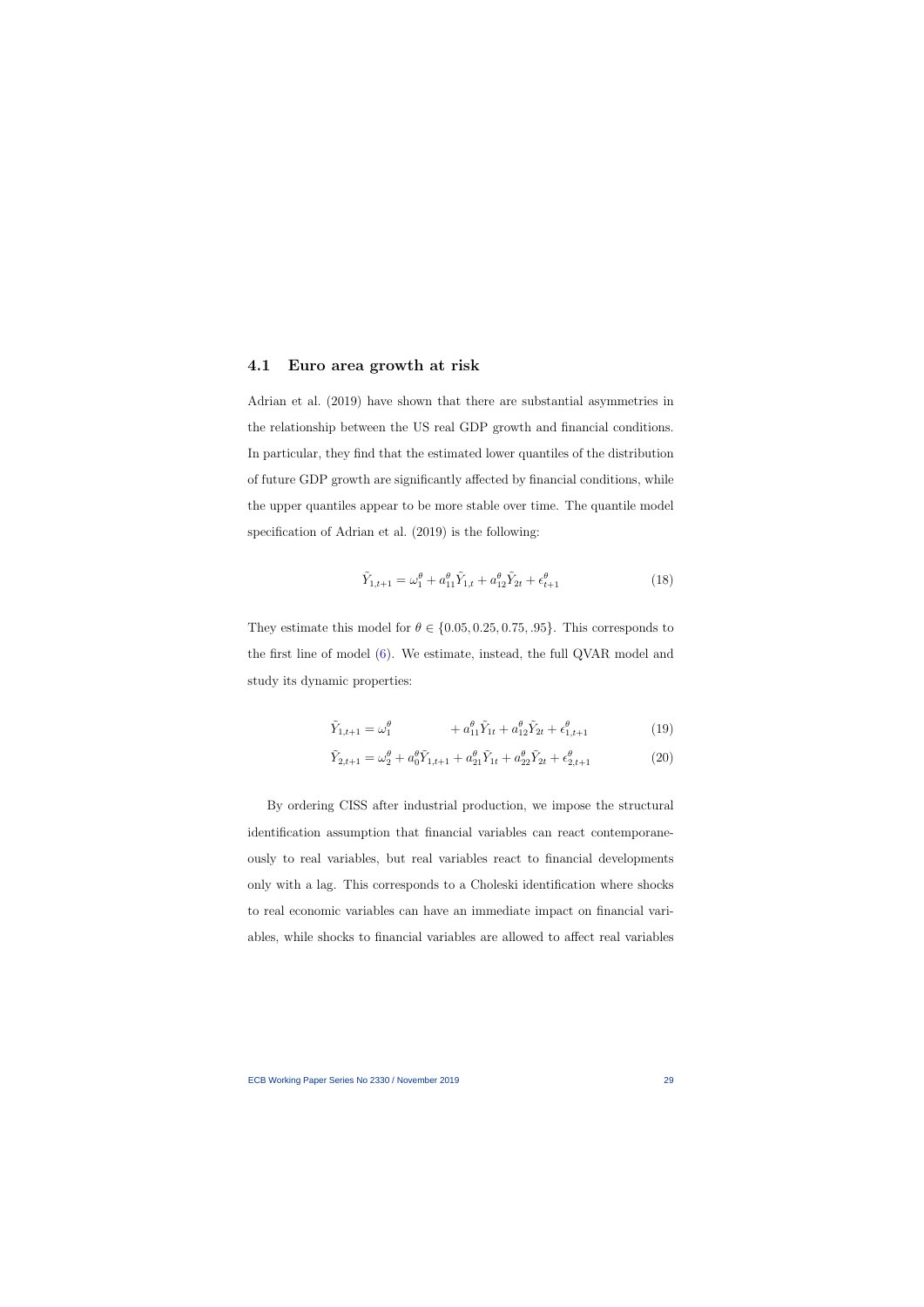### 4.1 Euro area growth at risk

Adrian et al. (2019) have shown that there are substantial asymmetries in the relationship between the US real GDP growth and financial conditions. In particular, they find that the estimated lower quantiles of the distribution of future GDP growth are significantly affected by financial conditions, while the upper quantiles appear to be more stable over time. The quantile model specification of Adrian et al. (2019) is the following:

$$\tilde{Y}_{1,t+1} = \omega_1^\theta + a_{11}^\theta \tilde{Y}_{1,t} + a_{12}^\theta \tilde{Y}_{2t} + \epsilon_{t+1}^\theta \tag{18}$$

They estimate this model for $\theta \in \{0.05, 0.25, 0.75, .95\}$. This corresponds to the first line of model (6). We estimate, instead, the full QVAR model and study its dynamic properties:

$$\tilde{Y}_{1,t+1} = \omega_1^\theta \qquad\qquad + a_{11}^\theta \tilde{Y}_{1t} + a_{12}^\theta \tilde{Y}_{2t} + \epsilon_{1,t+1}^\theta \tag{19}$$

$$\tilde{Y}_{2,t+1} = \omega_2^\theta + a_0^\theta \tilde{Y}_{1,t+1} + a_{21}^\theta \tilde{Y}_{1t} + a_{22}^\theta \tilde{Y}_{2t} + \epsilon_{2,t+1}^\theta \tag{20}$$

By ordering CISS after industrial production, we impose the structural identification assumption that financial variables can react contemporaneously to real variables, but real variables react to financial developments only with a lag. This corresponds to a Choleski identification where shocks to real economic variables can have an immediate impact on financial variables, while shocks to financial variables are allowed to affect real variables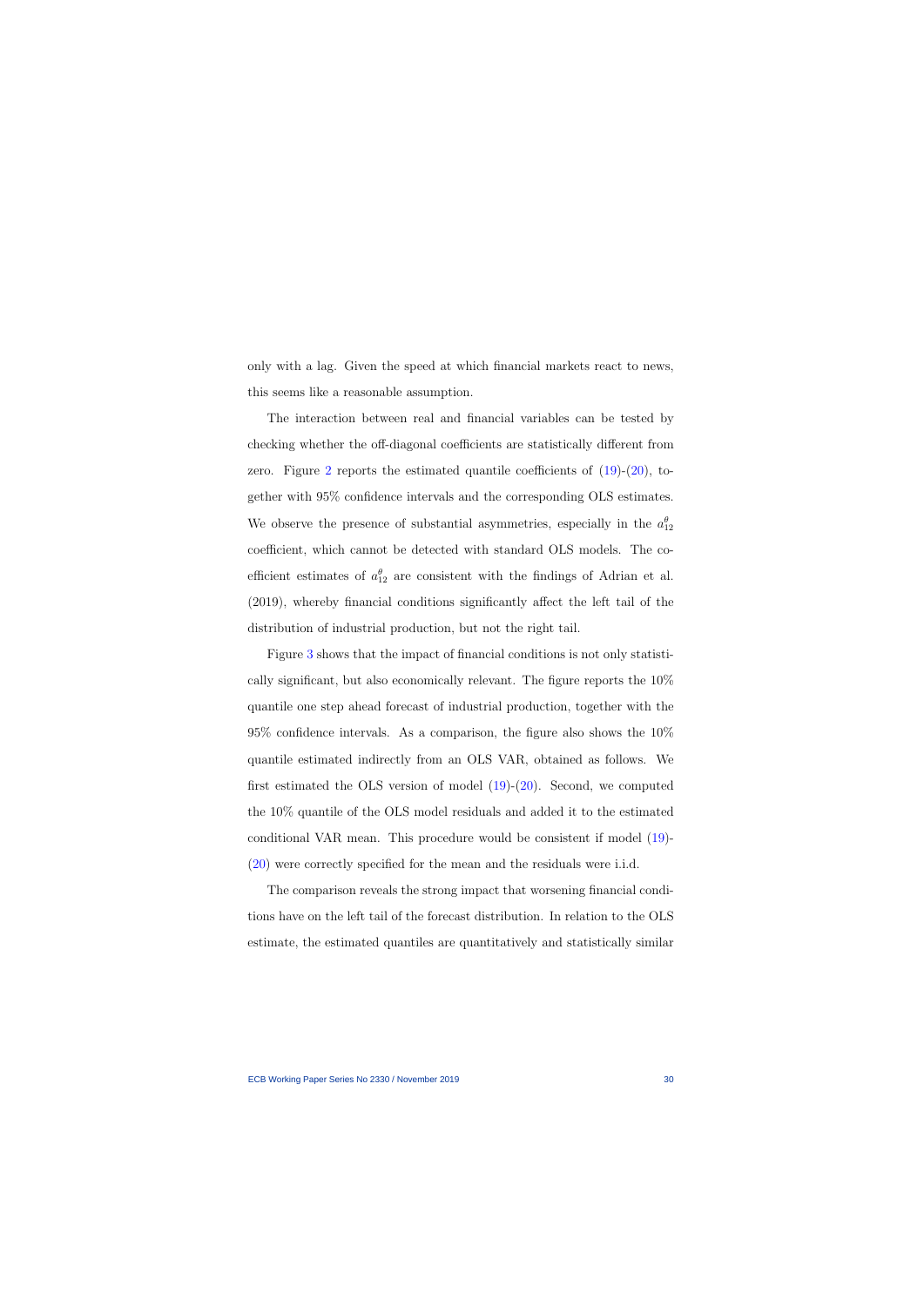only with a lag. Given the speed at which financial markets react to news, this seems like a reasonable assumption.

The interaction between real and financial variables can be tested by checking whether the off-diagonal coefficients are statistically different from zero. Figure 2 reports the estimated quantile coefficients of (19)-(20), together with 95% confidence intervals and the corresponding OLS estimates. We observe the presence of substantial asymmetries, especially in the $a_{12}^{\theta}$ coefficient, which cannot be detected with standard OLS models. The coefficient estimates of $a_{12}^{\theta}$ are consistent with the findings of Adrian et al. (2019), whereby financial conditions significantly affect the left tail of the distribution of industrial production, but not the right tail.

Figure 3 shows that the impact of financial conditions is not only statistically significant, but also economically relevant. The figure reports the 10% quantile one step ahead forecast of industrial production, together with the 95% confidence intervals. As a comparison, the figure also shows the 10% quantile estimated indirectly from an OLS VAR, obtained as follows. We first estimated the OLS version of model (19)-(20). Second, we computed the 10% quantile of the OLS model residuals and added it to the estimated conditional VAR mean. This procedure would be consistent if model (19)-(20) were correctly specified for the mean and the residuals were i.i.d.

The comparison reveals the strong impact that worsening financial conditions have on the left tail of the forecast distribution. In relation to the OLS estimate, the estimated quantiles are quantitatively and statistically similar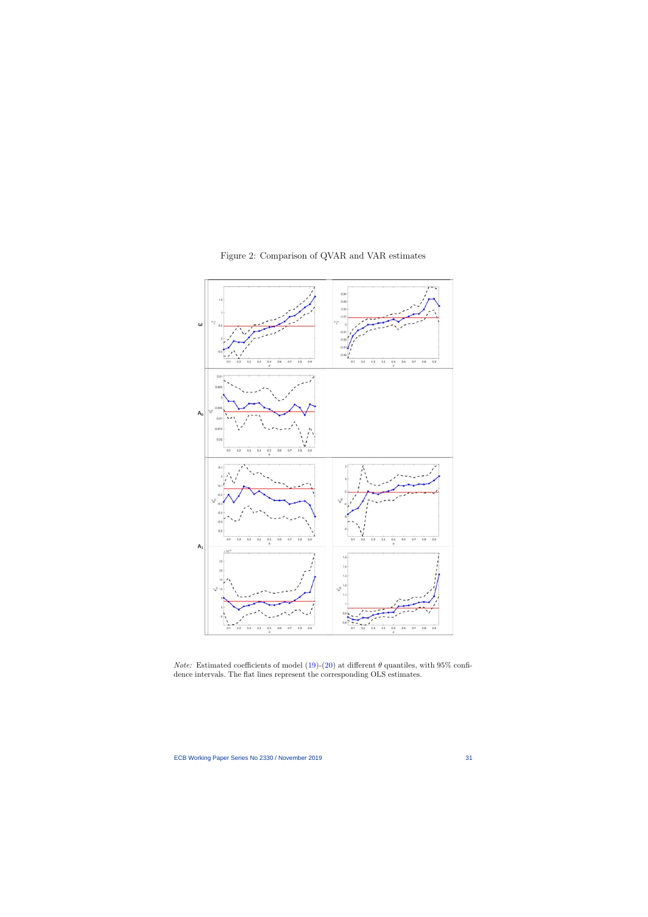Figure 2: Comparison of QVAR and VAR estimates

*Note:* Estimated coefficients of model (19)-(20) at different $\theta$ quantiles, with 95% confidence intervals. The flat lines represent the corresponding OLS estimates.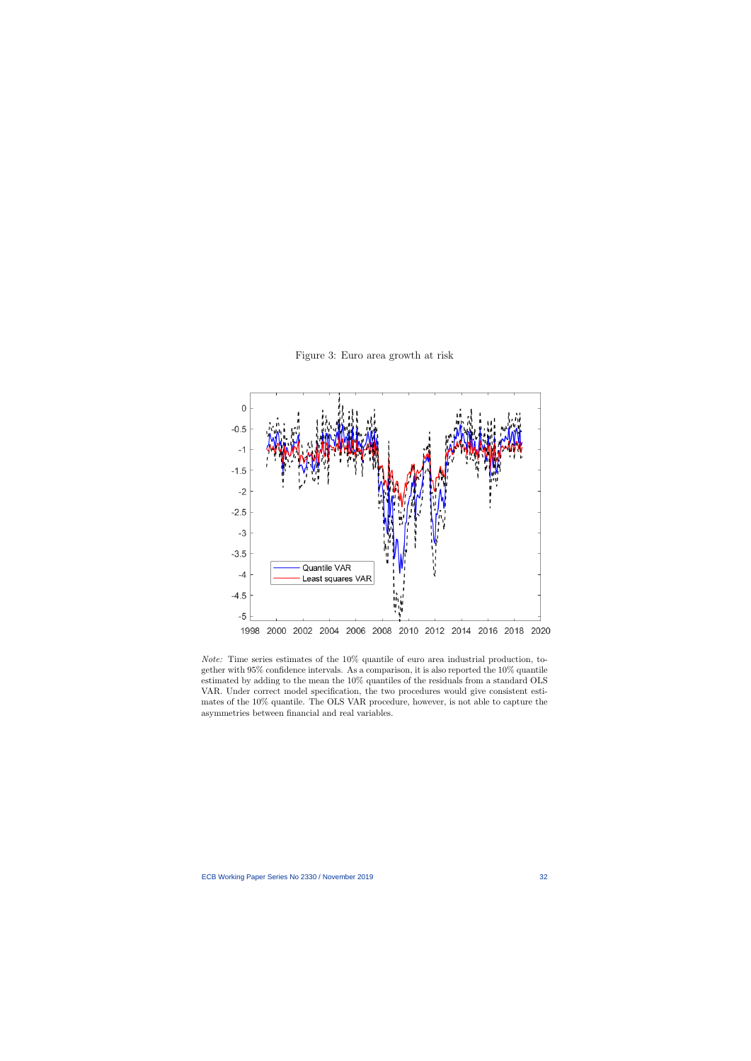Figure 3: Euro area growth at risk

*Note:* Time series estimates of the 10% quantile of euro area industrial production, together with 95% confidence intervals. As a comparison, it is also reported the 10% quantile estimated by adding to the mean the 10% quantiles of the residuals from a standard OLS VAR. Under correct model specification, the two procedures would give consistent estimates of the 10% quantile. The OLS VAR procedure, however, is not able to capture the asymmetries between financial and real variables.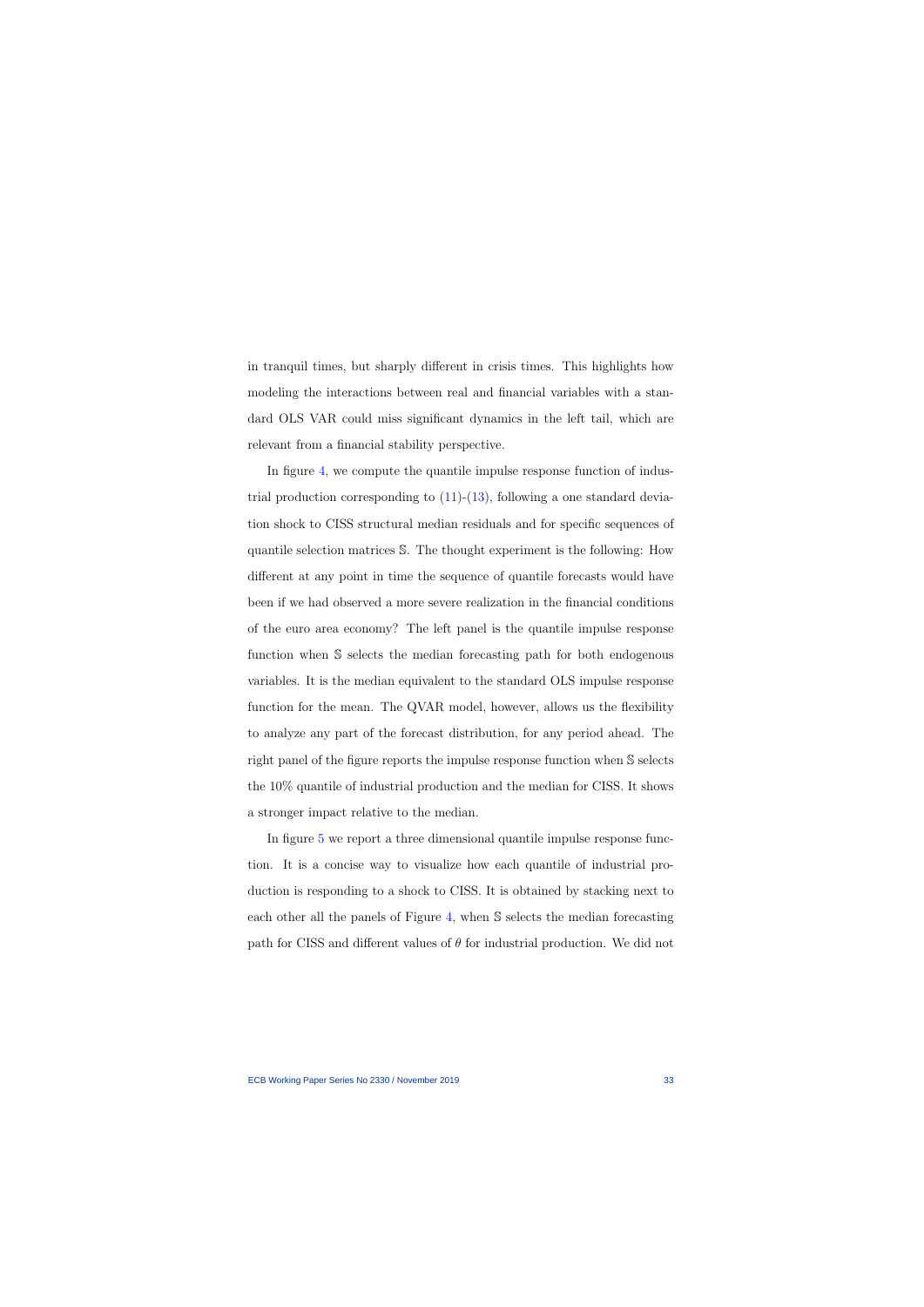in tranquil times, but sharply different in crisis times. This highlights how modeling the interactions between real and financial variables with a standard OLS VAR could miss significant dynamics in the left tail, which are relevant from a financial stability perspective.

In figure 4, we compute the quantile impulse response function of industrial production corresponding to (11)-(13), following a one standard deviation shock to CISS structural median residuals and for specific sequences of quantile selection matrices $\mathbb{S}$. The thought experiment is the following: How different at any point in time the sequence of quantile forecasts would have been if we had observed a more severe realization in the financial conditions of the euro area economy? The left panel is the quantile impulse response function when $\mathbb{S}$ selects the median forecasting path for both endogenous variables. It is the median equivalent to the standard OLS impulse response function for the mean. The QVAR model, however, allows us the flexibility to analyze any part of the forecast distribution, for any period ahead. The right panel of the figure reports the impulse response function when $\mathbb{S}$ selects the 10% quantile of industrial production and the median for CISS. It shows a stronger impact relative to the median.

In figure 5 we report a three dimensional quantile impulse response function. It is a concise way to visualize how each quantile of industrial production is responding to a shock to CISS. It is obtained by stacking next to each other all the panels of Figure 4, when $\mathbb{S}$ selects the median forecasting path for CISS and different values of $\theta$ for industrial production. We did not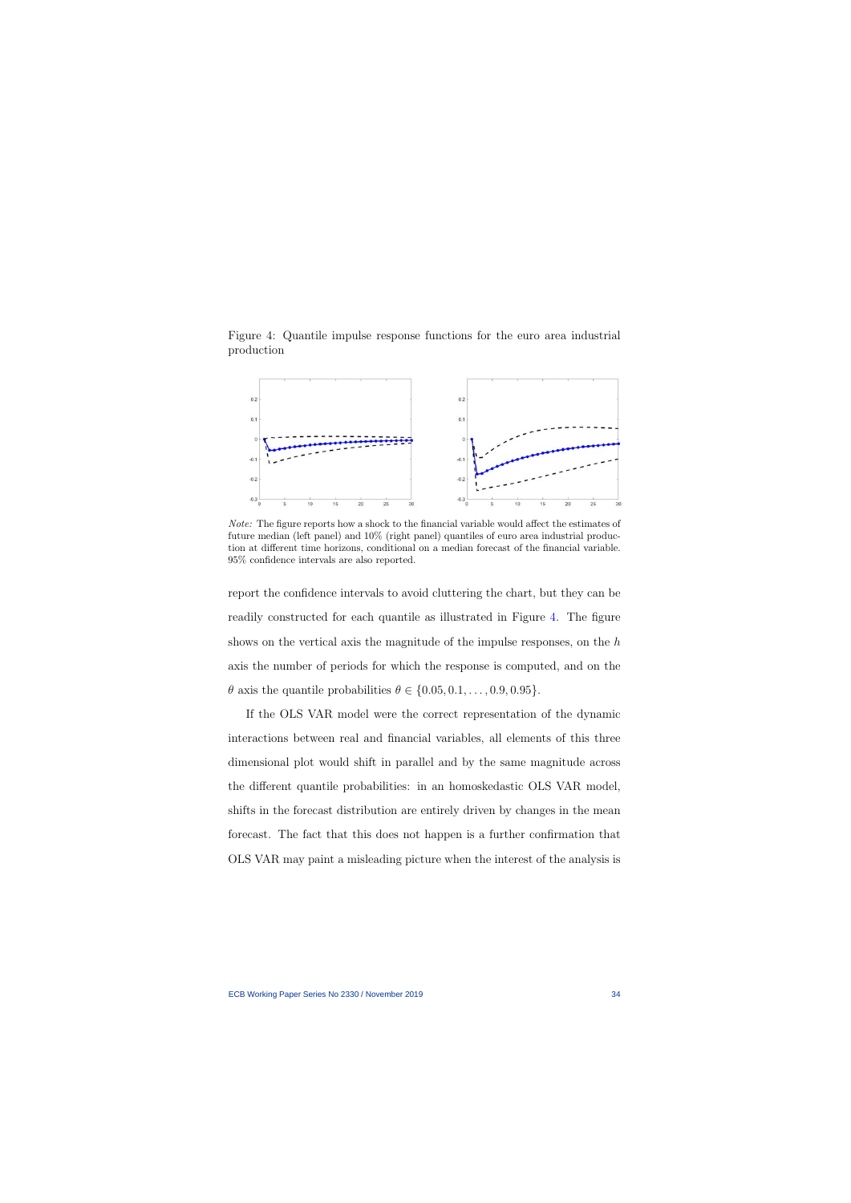Figure 4: Quantile impulse response functions for the euro area industrial production

*Note:* The figure reports how a shock to the financial variable would affect the estimates of future median (left panel) and 10% (right panel) quantiles of euro area industrial production at different time horizons, conditional on a median forecast of the financial variable. 95% confidence intervals are also reported.

report the confidence intervals to avoid cluttering the chart, but they can be readily constructed for each quantile as illustrated in Figure 4. The figure shows on the vertical axis the magnitude of the impulse responses, on the $h$ axis the number of periods for which the response is computed, and on the $\theta$ axis the quantile probabilities $\theta \in \{0.05, 0.1, \ldots, 0.9, 0.95\}$.

If the OLS VAR model were the correct representation of the dynamic interactions between real and financial variables, all elements of this three dimensional plot would shift in parallel and by the same magnitude across the different quantile probabilities: in an homoskedastic OLS VAR model, shifts in the forecast distribution are entirely driven by changes in the mean forecast. The fact that this does not happen is a further confirmation that OLS VAR may paint a misleading picture when the interest of the analysis is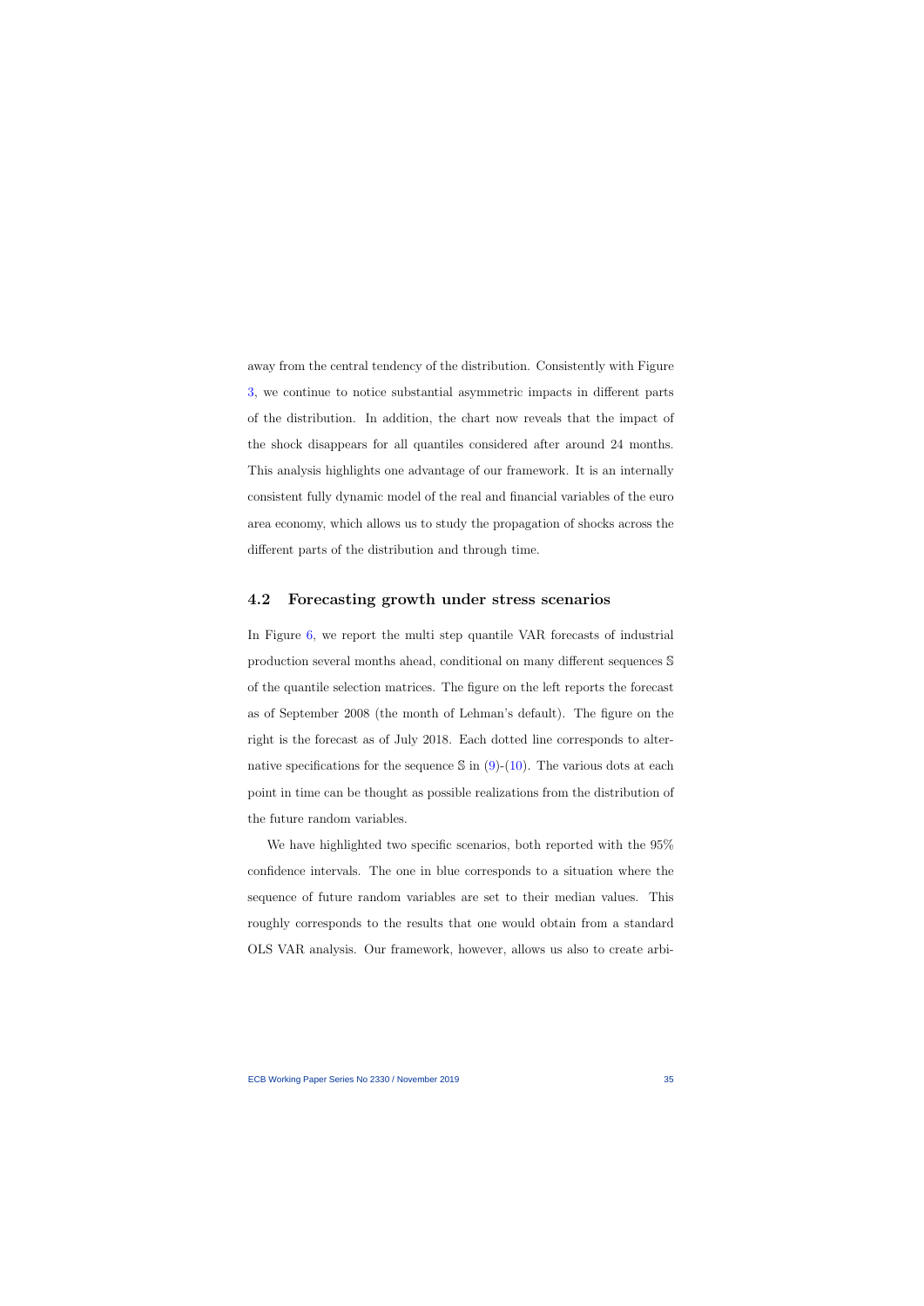away from the central tendency of the distribution. Consistently with Figure 3, we continue to notice substantial asymmetric impacts in different parts of the distribution. In addition, the chart now reveals that the impact of the shock disappears for all quantiles considered after around 24 months. This analysis highlights one advantage of our framework. It is an internally consistent fully dynamic model of the real and financial variables of the euro area economy, which allows us to study the propagation of shocks across the different parts of the distribution and through time.

## 4.2 Forecasting growth under stress scenarios

In Figure 6, we report the multi step quantile VAR forecasts of industrial production several months ahead, conditional on many different sequences $\mathbb{S}$ of the quantile selection matrices. The figure on the left reports the forecast as of September 2008 (the month of Lehman's default). The figure on the right is the forecast as of July 2018. Each dotted line corresponds to alternative specifications for the sequence $\mathbb{S}$ in (9)-(10). The various dots at each point in time can be thought as possible realizations from the distribution of the future random variables.

We have highlighted two specific scenarios, both reported with the 95% confidence intervals. The one in blue corresponds to a situation where the sequence of future random variables are set to their median values. This roughly corresponds to the results that one would obtain from a standard OLS VAR analysis. Our framework, however, allows us also to create arbi-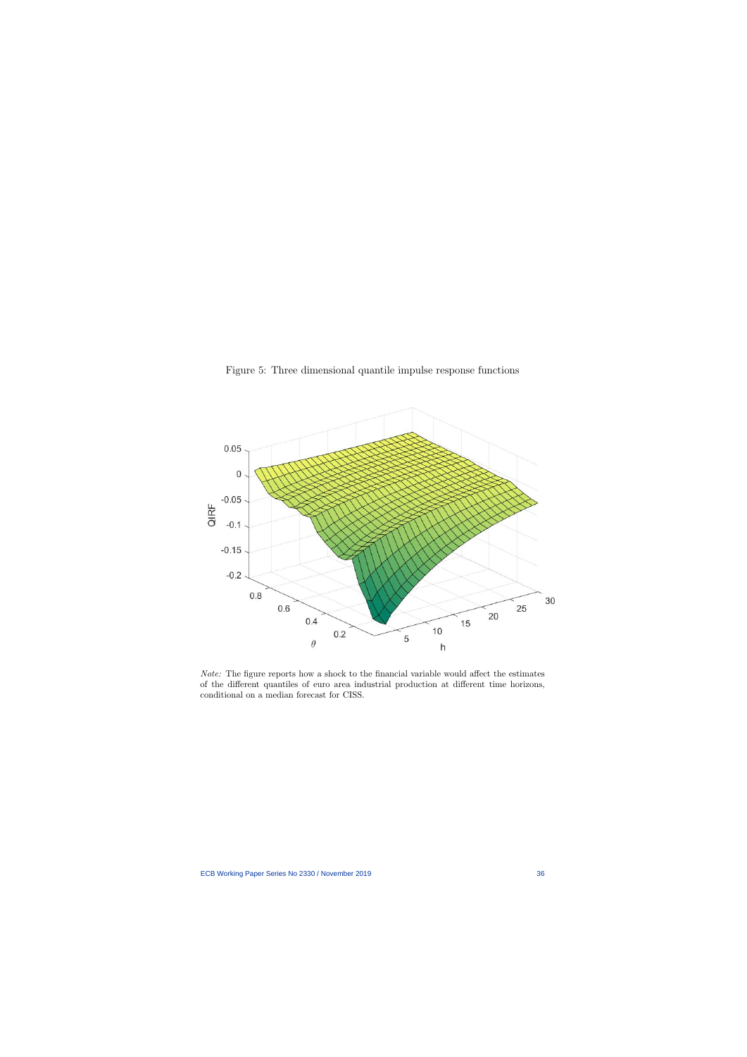Figure 5: Three dimensional quantile impulse response functions

*Note:* The figure reports how a shock to the financial variable would affect the estimates of the different quantiles of euro area industrial production at different time horizons, conditional on a median forecast for CISS.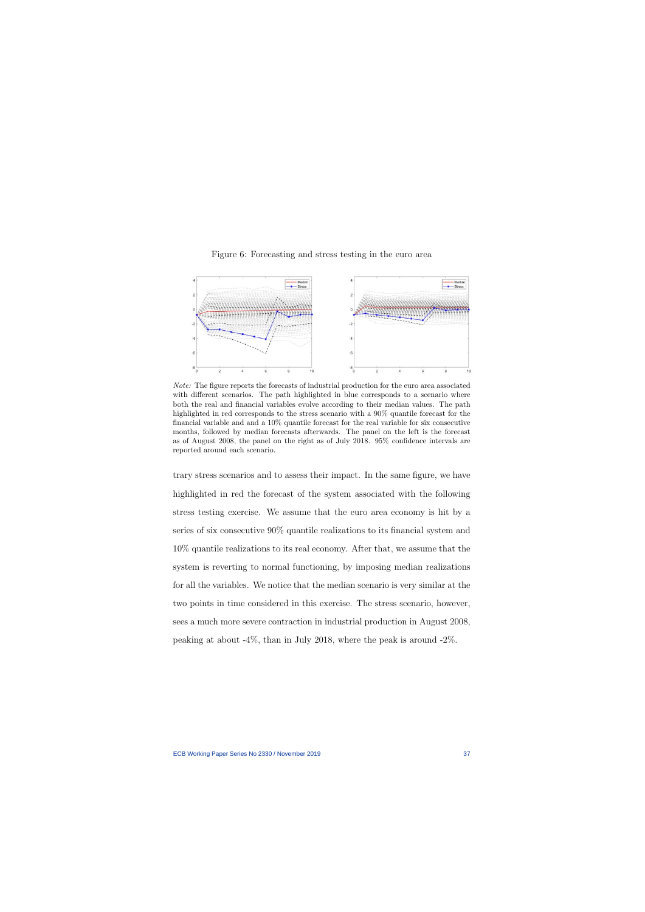Figure 6: Forecasting and stress testing in the euro area

*Note:* The figure reports the forecasts of industrial production for the euro area associated with different scenarios. The path highlighted in blue corresponds to a scenario where both the real and financial variables evolve according to their median values. The path highlighted in red corresponds to the stress scenario with a 90% quantile forecast for the financial variable and and a 10% quantile forecast for the real variable for six consecutive months, followed by median forecasts afterwards. The panel on the left is the forecast as of August 2008, the panel on the right as of July 2018. 95% confidence intervals are reported around each scenario.

trary stress scenarios and to assess their impact. In the same figure, we have highlighted in red the forecast of the system associated with the following stress testing exercise. We assume that the euro area economy is hit by a series of six consecutive 90% quantile realizations to its financial system and 10% quantile realizations to its real economy. After that, we assume that the system is reverting to normal functioning, by imposing median realizations for all the variables. We notice that the median scenario is very similar at the two points in time considered in this exercise. The stress scenario, however, sees a much more severe contraction in industrial production in August 2008, peaking at about -4%, than in July 2018, where the peak is around -2%.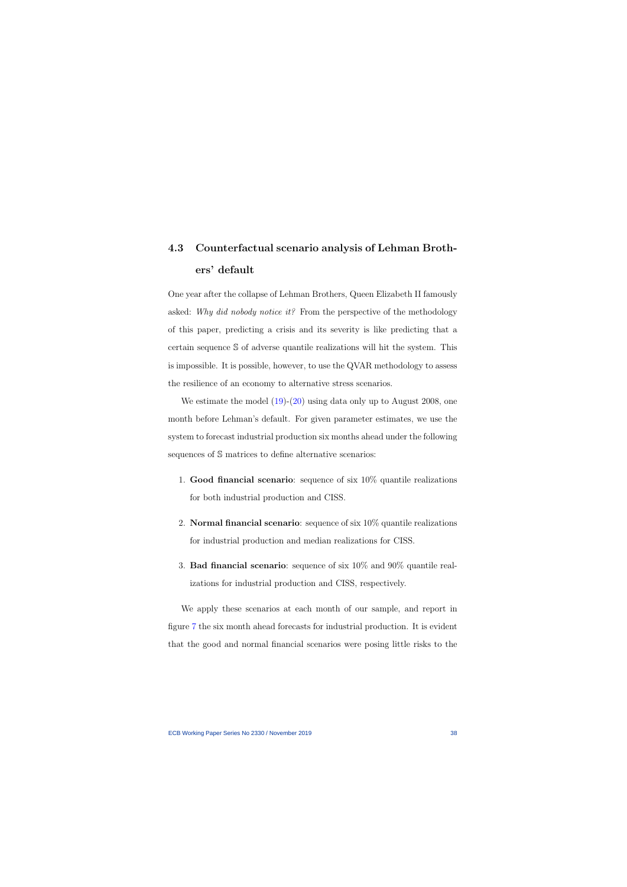### 4.3 Counterfactual scenario analysis of Lehman Brothers' default

One year after the collapse of Lehman Brothers, Queen Elizabeth II famously asked: *Why did nobody notice it?* From the perspective of the methodology of this paper, predicting a crisis and its severity is like predicting that a certain sequence $\mathbb{S}$ of adverse quantile realizations will hit the system. This is impossible. It is possible, however, to use the QVAR methodology to assess the resilience of an economy to alternative stress scenarios.

We estimate the model (19)-(20) using data only up to August 2008, one month before Lehman's default. For given parameter estimates, we use the system to forecast industrial production six months ahead under the following sequences of $\mathbb{S}$ matrices to define alternative scenarios:

1. **Good financial scenario**: sequence of six 10% quantile realizations for both industrial production and CISS.
2. **Normal financial scenario**: sequence of six 10% quantile realizations for industrial production and median realizations for CISS.
3. **Bad financial scenario**: sequence of six 10% and 90% quantile realizations for industrial production and CISS, respectively.

We apply these scenarios at each month of our sample, and report in figure 7 the six month ahead forecasts for industrial production. It is evident that the good and normal financial scenarios were posing little risks to the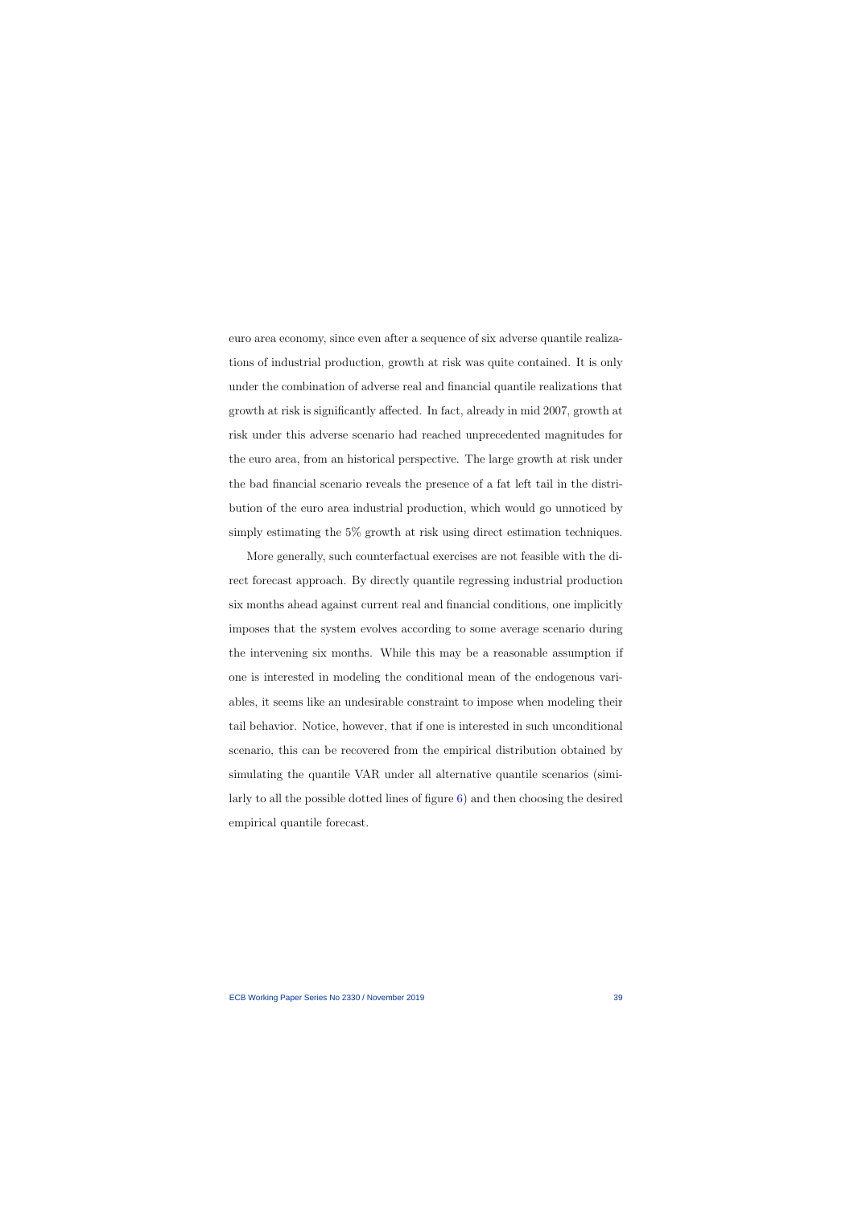euro area economy, since even after a sequence of six adverse quantile realizations of industrial production, growth at risk was quite contained. It is only under the combination of adverse real and financial quantile realizations that growth at risk is significantly affected. In fact, already in mid 2007, growth at risk under this adverse scenario had reached unprecedented magnitudes for the euro area, from an historical perspective. The large growth at risk under the bad financial scenario reveals the presence of a fat left tail in the distribution of the euro area industrial production, which would go unnoticed by simply estimating the 5% growth at risk using direct estimation techniques.

More generally, such counterfactual exercises are not feasible with the direct forecast approach. By directly quantile regressing industrial production six months ahead against current real and financial conditions, one implicitly imposes that the system evolves according to some average scenario during the intervening six months. While this may be a reasonable assumption if one is interested in modeling the conditional mean of the endogenous variables, it seems like an undesirable constraint to impose when modeling their tail behavior. Notice, however, that if one is interested in such unconditional scenario, this can be recovered from the empirical distribution obtained by simulating the quantile VAR under all alternative quantile scenarios (similarly to all the possible dotted lines of figure 6) and then choosing the desired empirical quantile forecast.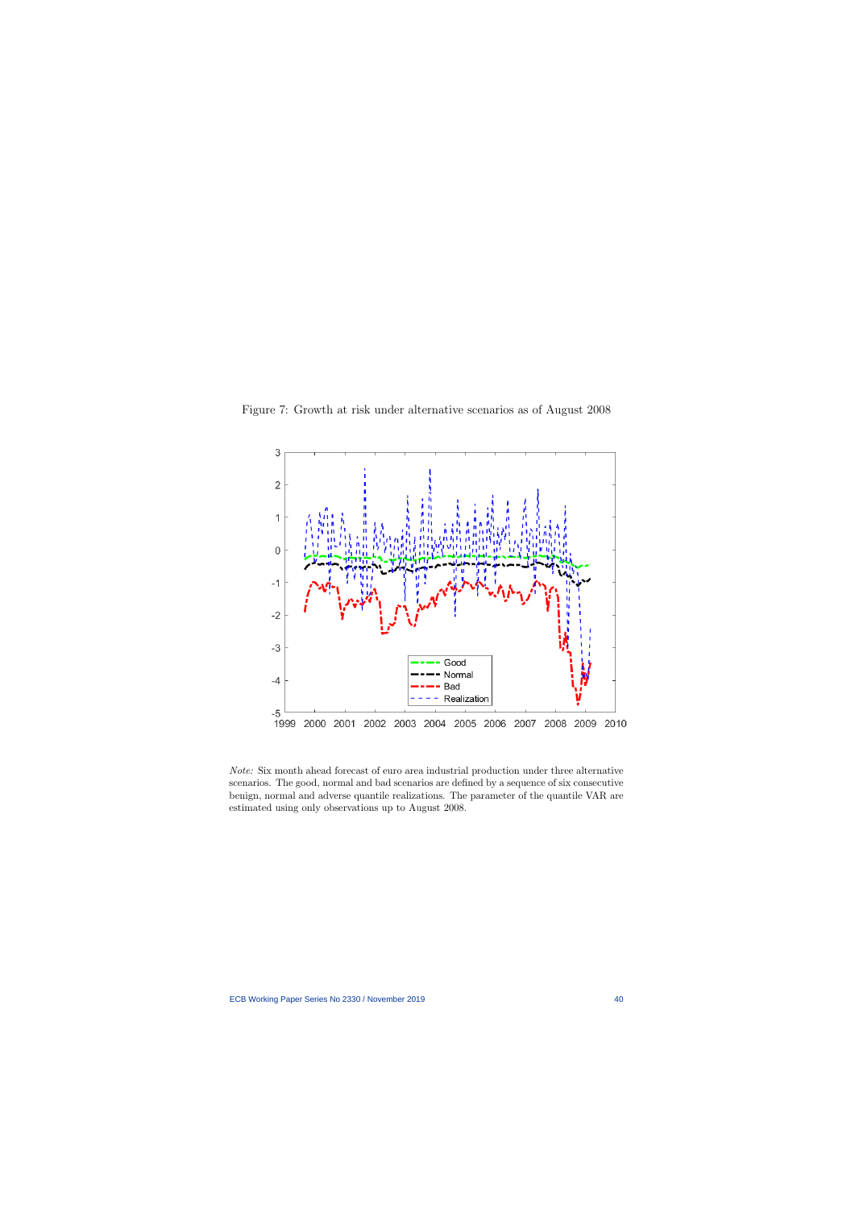Figure 7: Growth at risk under alternative scenarios as of August 2008

*Note:* Six month ahead forecast of euro area industrial production under three alternative scenarios. The good, normal and bad scenarios are defined by a sequence of six consecutive benign, normal and adverse quantile realizations. The parameter of the quantile VAR are estimated using only observations up to August 2008.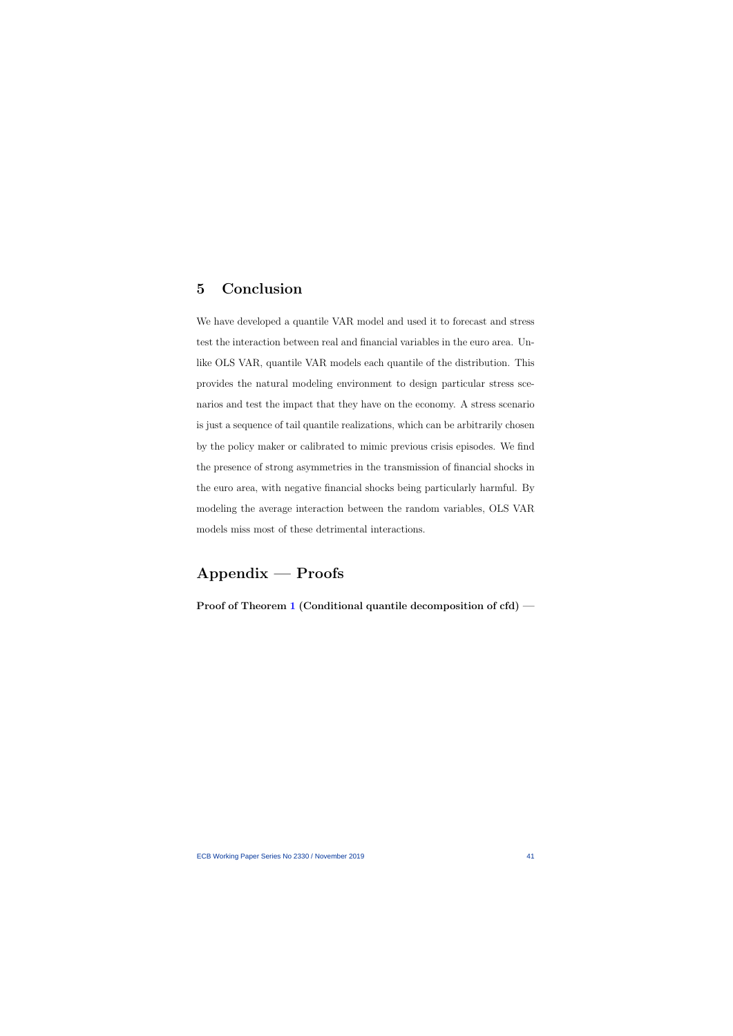## 5 Conclusion

We have developed a quantile VAR model and used it to forecast and stress test the interaction between real and financial variables in the euro area. Unlike OLS VAR, quantile VAR models each quantile of the distribution. This provides the natural modeling environment to design particular stress scenarios and test the impact that they have on the economy. A stress scenario is just a sequence of tail quantile realizations, which can be arbitrarily chosen by the policy maker or calibrated to mimic previous crisis episodes. We find the presence of strong asymmetries in the transmission of financial shocks in the euro area, with negative financial shocks being particularly harmful. By modeling the average interaction between the random variables, OLS VAR models miss most of these detrimental interactions.

## Appendix — Proofs

**Proof of Theorem 1 (Conditional quantile decomposition of cfd) —**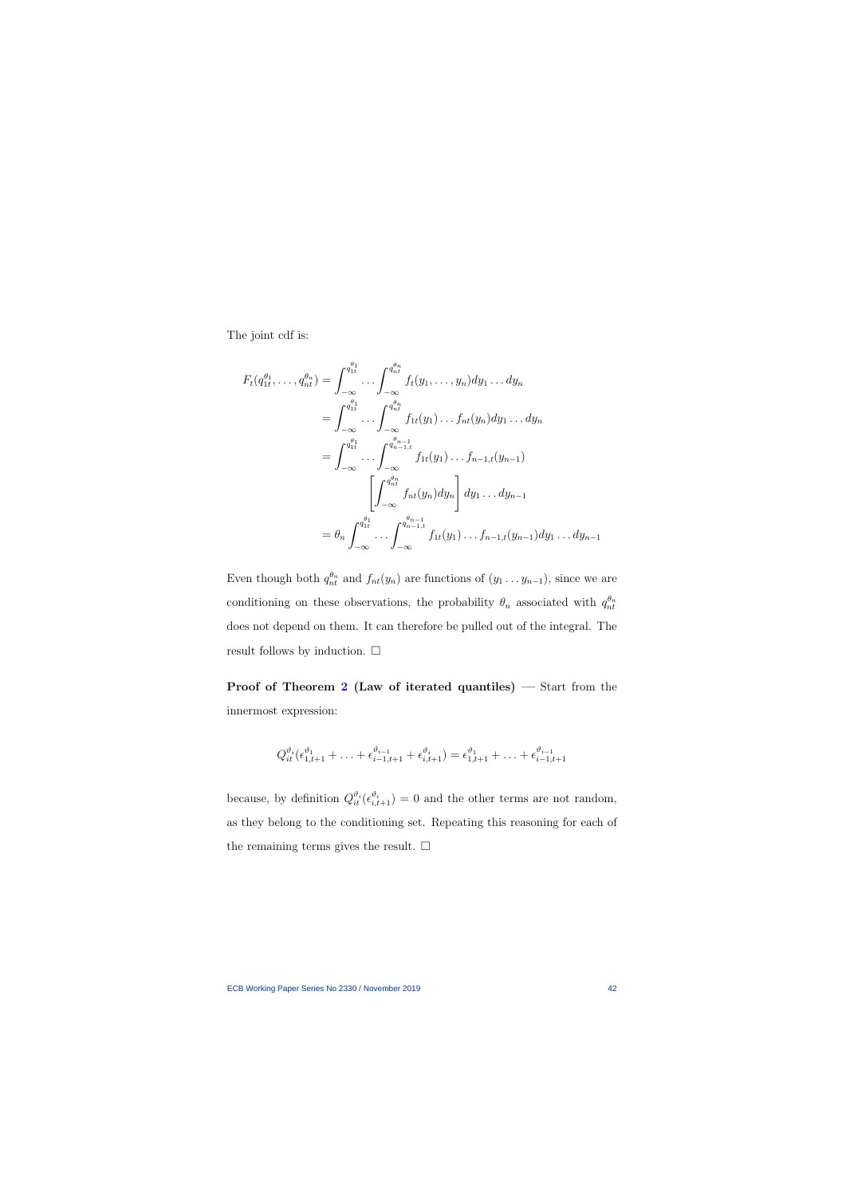The joint cdf is:

$$
\begin{aligned}
F_t(q_{1t}^{\theta_1}, \ldots, q_{nt}^{\theta_n}) &= \int_{-\infty}^{q_{1t}^{\theta_1}} \ldots \int_{-\infty}^{q_{nt}^{\theta_n}} f_t(y_1, \ldots, y_n) dy_1 \ldots dy_n \\
&= \int_{-\infty}^{q_{1t}^{\theta_1}} \ldots \int_{-\infty}^{q_{nt}^{\theta_n}} f_{1t}(y_1) \ldots f_{nt}(y_n) dy_1 \ldots dy_n \\
&= \int_{-\infty}^{q_{1t}^{\theta_1}} \ldots \int_{-\infty}^{q_{n-1,t}^{\theta_{n-1}}} f_{1t}(y_1) \ldots f_{n-1,t}(y_{n-1}) \\
&\qquad \left[ \int_{-\infty}^{q_{nt}^{\theta_n}} f_{nt}(y_n) dy_n \right] dy_1 \ldots dy_{n-1} \\
&= \theta_n \int_{-\infty}^{q_{1t}^{\theta_1}} \ldots \int_{-\infty}^{q_{n-1,t}^{\theta_{n-1}}} f_{1t}(y_1) \ldots f_{n-1,t}(y_{n-1}) dy_1 \ldots dy_{n-1}
\end{aligned}
$$

Even though both $q_{nt}^{\theta_n}$ and $f_{nt}(y_n)$ are functions of $(y_1 \ldots y_{n-1})$, since we are conditioning on these observations, the probability $\theta_n$ associated with $q_{nt}^{\theta_n}$ does not depend on them. It can therefore be pulled out of the integral. The result follows by induction. $\square$

**Proof of Theorem 2 (Law of iterated quantiles)** — Start from the innermost expression:

$$
Q_{it}^{\vartheta_i}(\epsilon_{1,t+1}^{\vartheta_1} + \ldots + \epsilon_{i-1,t+1}^{\vartheta_{i-1}} + \epsilon_{i,t+1}^{\vartheta_i}) = \epsilon_{1,t+1}^{\vartheta_1} + \ldots + \epsilon_{i-1,t+1}^{\vartheta_{i-1}}
$$

because, by definition $Q_{it}^{\vartheta_i}(\epsilon_{i,t+1}^{\vartheta_i}) = 0$ and the other terms are not random, as they belong to the conditioning set. Repeating this reasoning for each of the remaining terms gives the result. $\square$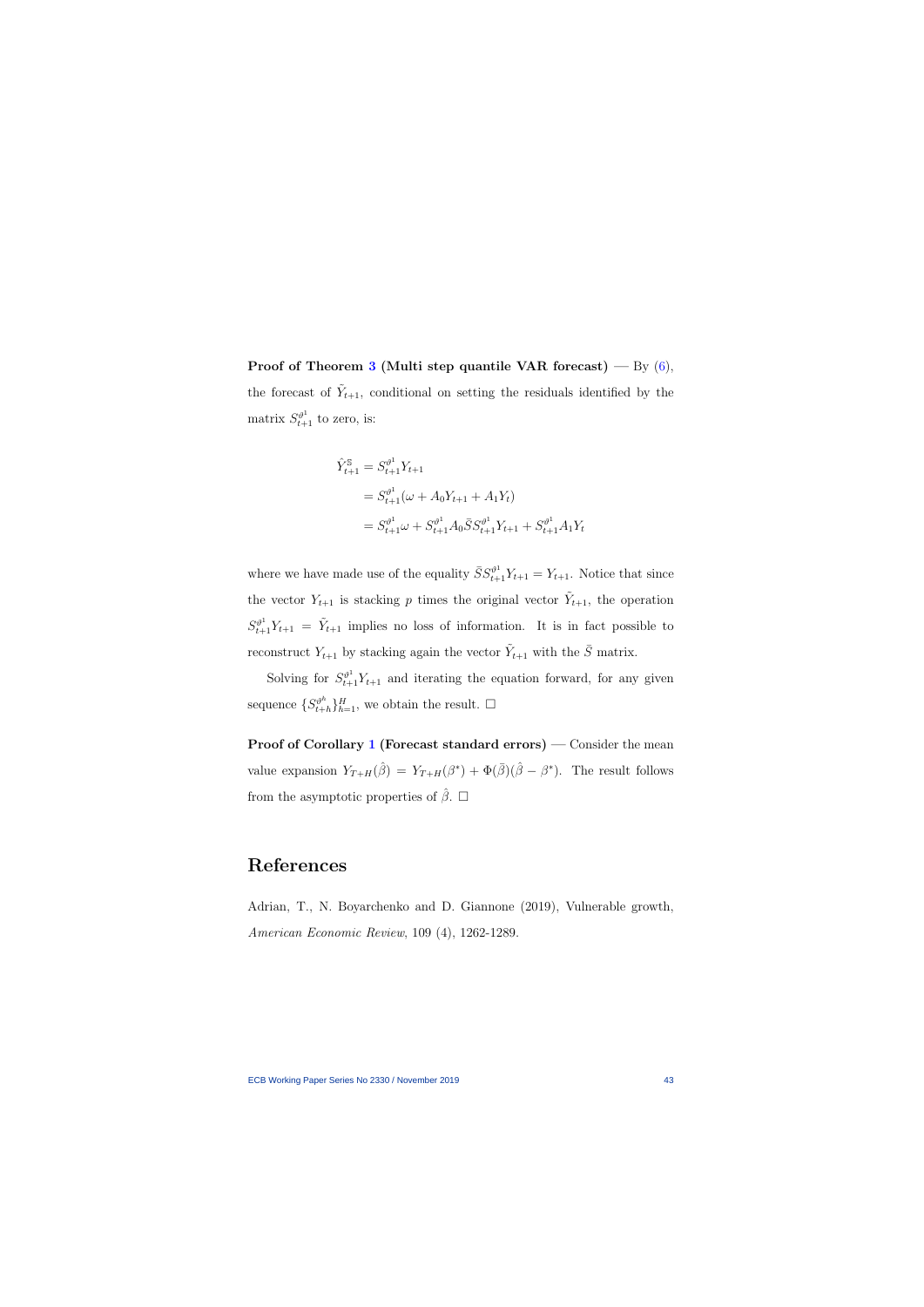**Proof of Theorem 3 (Multi step quantile VAR forecast)** — By (6), the forecast of $\tilde{Y}_{t+1}$, conditional on setting the residuals identified by the matrix $S_{t+1}^{\vartheta^1}$ to zero, is:

$$
\begin{aligned}
\hat{Y}_{t+1}^{\mathbb{S}} &= S_{t+1}^{\vartheta^1} Y_{t+1} \\
&= S_{t+1}^{\vartheta^1}(\omega + A_0 Y_{t+1} + A_1 Y_t) \\
&= S_{t+1}^{\vartheta^1}\omega + S_{t+1}^{\vartheta^1} A_0 \bar{S} S_{t+1}^{\vartheta^1} Y_{t+1} + S_{t+1}^{\vartheta^1} A_1 Y_t
\end{aligned}
$$

where we have made use of the equality $\bar{S} S_{t+1}^{\vartheta^1} Y_{t+1} = Y_{t+1}$. Notice that since the vector $Y_{t+1}$ is stacking $p$ times the original vector $\tilde{Y}_{t+1}$, the operation $S_{t+1}^{\vartheta^1} Y_{t+1} = \tilde{Y}_{t+1}$ implies no loss of information. It is in fact possible to reconstruct $Y_{t+1}$ by stacking again the vector $\tilde{Y}_{t+1}$ with the $\bar{S}$ matrix.

Solving for $S_{t+1}^{\vartheta^1} Y_{t+1}$ and iterating the equation forward, for any given sequence $\{S_{t+h}^{\vartheta^h}\}_{h=1}^{H}$, we obtain the result. $\square$

**Proof of Corollary 1 (Forecast standard errors)** — Consider the mean value expansion $Y_{T+H}(\hat{\beta}) = Y_{T+H}(\beta^*) + \Phi(\bar{\beta})(\hat{\beta} - \beta^*)$. The result follows from the asymptotic properties of $\hat{\beta}$. $\square$

# References

Adrian, T., N. Boyarchenko and D. Giannone (2019), Vulnerable growth, *American Economic Review*, 109 (4), 1262-1289.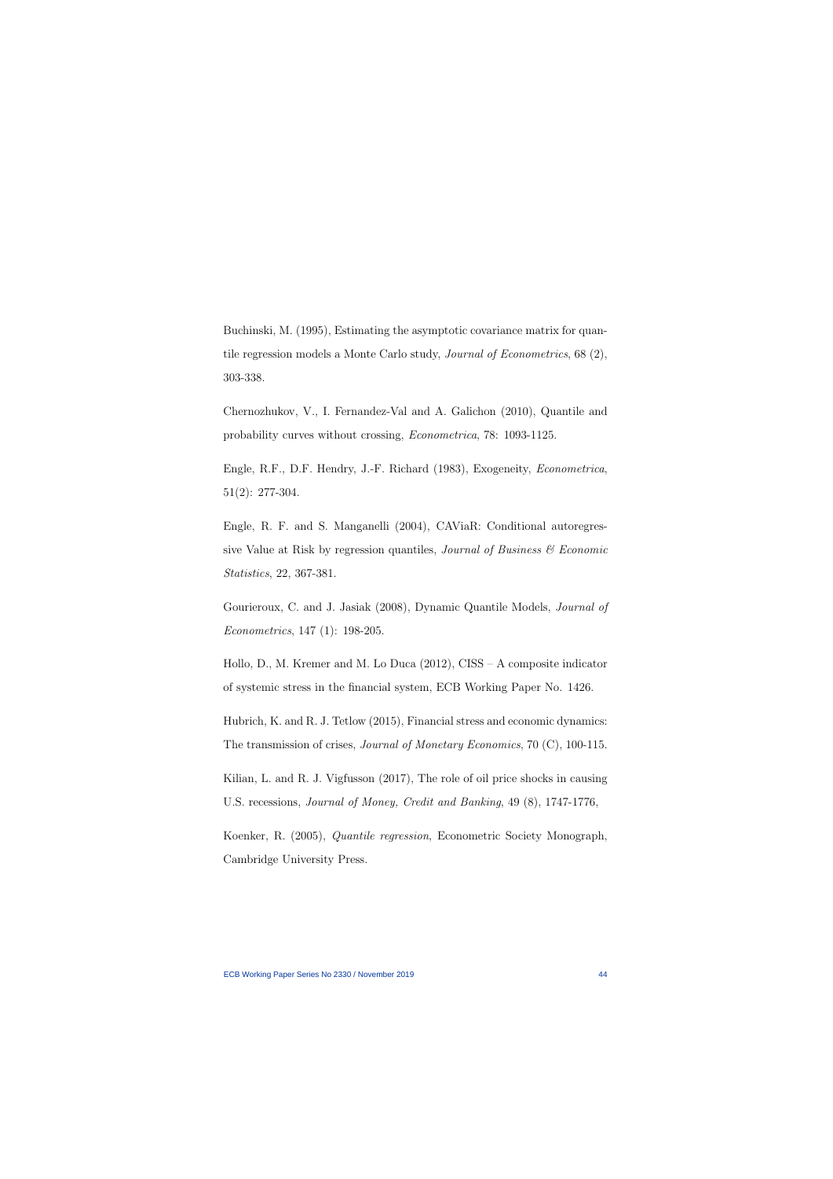Buchinski, M. (1995), Estimating the asymptotic covariance matrix for quantile regression models a Monte Carlo study, *Journal of Econometrics*, 68 (2), 303-338.

Chernozhukov, V., I. Fernandez-Val and A. Galichon (2010), Quantile and probability curves without crossing, *Econometrica*, 78: 1093-1125.

Engle, R.F., D.F. Hendry, J.-F. Richard (1983), Exogeneity, *Econometrica*, 51(2): 277-304.

Engle, R. F. and S. Manganelli (2004), CAViaR: Conditional autoregressive Value at Risk by regression quantiles, *Journal of Business & Economic Statistics*, 22, 367-381.

Gourieroux, C. and J. Jasiak (2008), Dynamic Quantile Models, *Journal of Econometrics*, 147 (1): 198-205.

Hollo, D., M. Kremer and M. Lo Duca (2012), CISS – A composite indicator of systemic stress in the financial system, ECB Working Paper No. 1426.

Hubrich, K. and R. J. Tetlow (2015), Financial stress and economic dynamics: The transmission of crises, *Journal of Monetary Economics*, 70 (C), 100-115.

Kilian, L. and R. J. Vigfusson (2017), The role of oil price shocks in causing U.S. recessions, *Journal of Money, Credit and Banking*, 49 (8), 1747-1776,

Koenker, R. (2005), *Quantile regression*, Econometric Society Monograph, Cambridge University Press.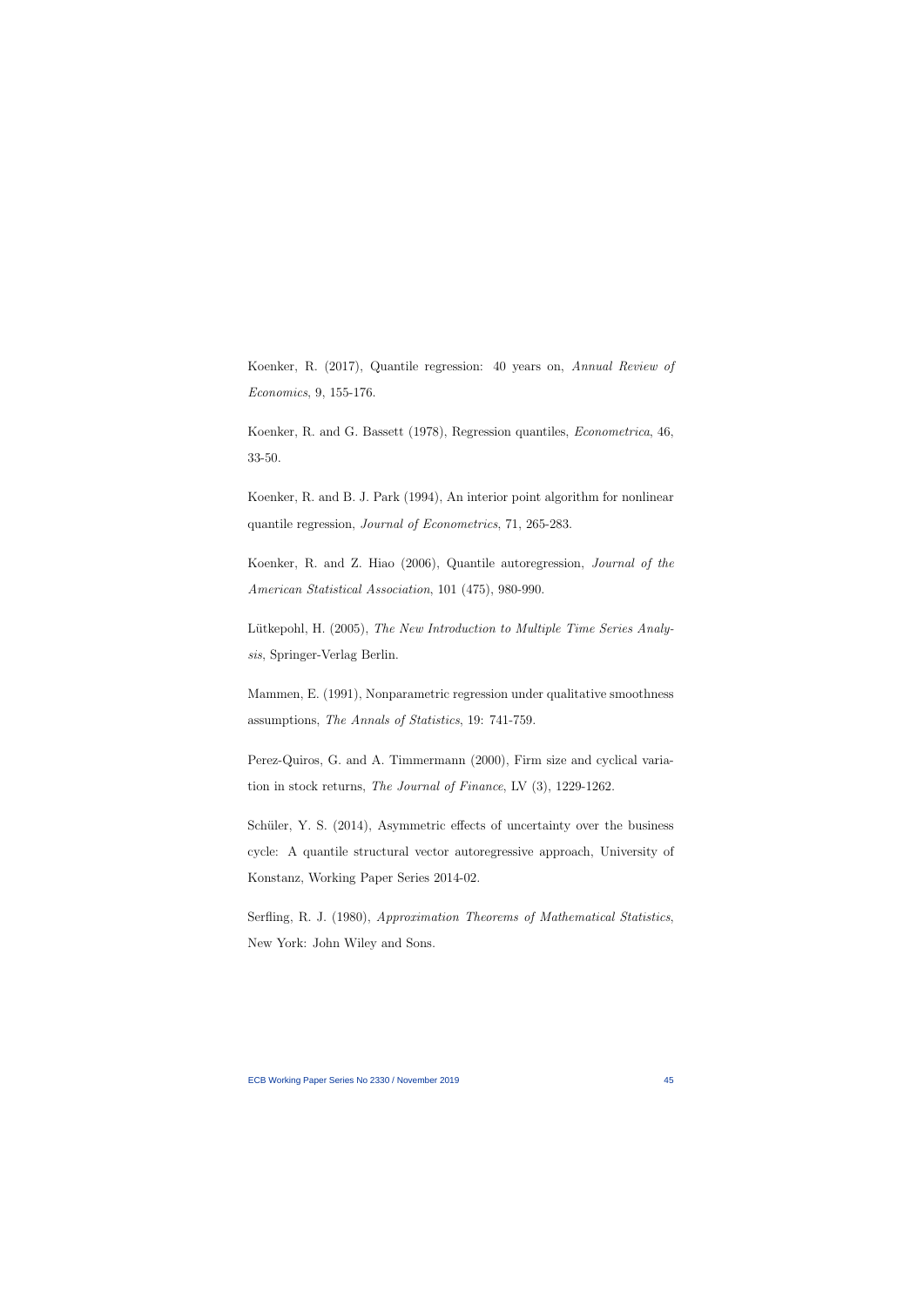Koenker, R. (2017), Quantile regression: 40 years on, *Annual Review of Economics*, 9, 155-176.

Koenker, R. and G. Bassett (1978), Regression quantiles, *Econometrica*, 46, 33-50.

Koenker, R. and B. J. Park (1994), An interior point algorithm for nonlinear quantile regression, *Journal of Econometrics*, 71, 265-283.

Koenker, R. and Z. Hiao (2006), Quantile autoregression, *Journal of the American Statistical Association*, 101 (475), 980-990.

Lütkepohl, H. (2005), *The New Introduction to Multiple Time Series Analysis*, Springer-Verlag Berlin.

Mammen, E. (1991), Nonparametric regression under qualitative smoothness assumptions, *The Annals of Statistics*, 19: 741-759.

Perez-Quiros, G. and A. Timmermann (2000), Firm size and cyclical variation in stock returns, *The Journal of Finance*, LV (3), 1229-1262.

Schüler, Y. S. (2014), Asymmetric effects of uncertainty over the business cycle: A quantile structural vector autoregressive approach, University of Konstanz, Working Paper Series 2014-02.

Serfling, R. J. (1980), *Approximation Theorems of Mathematical Statistics*, New York: John Wiley and Sons.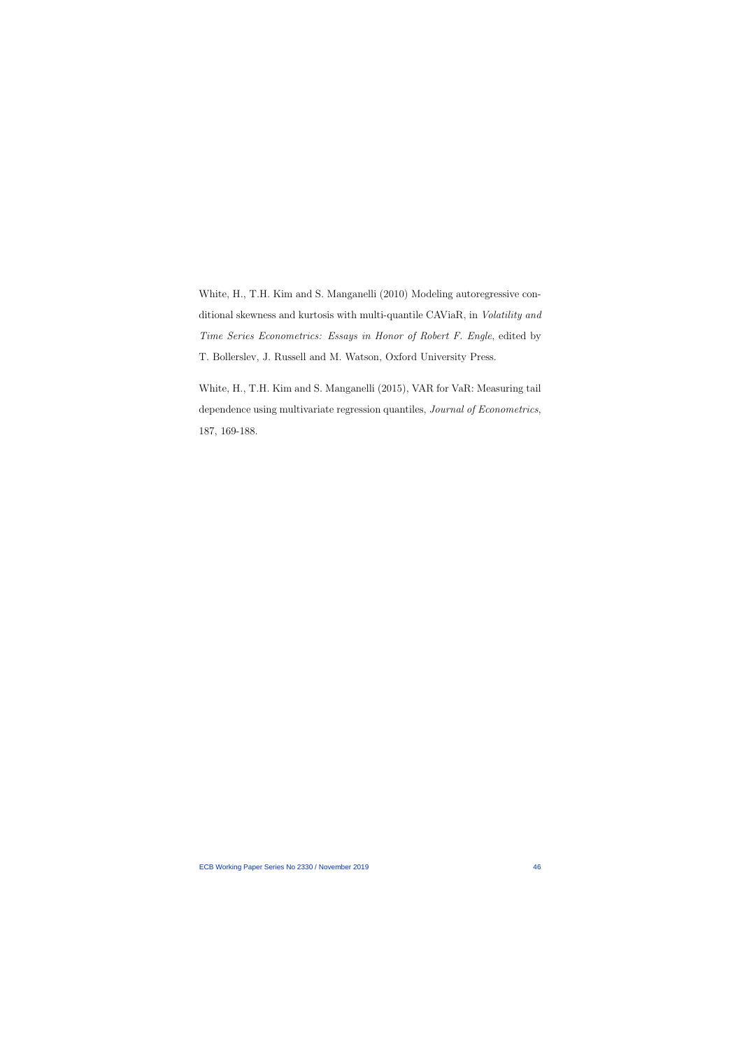White, H., T.H. Kim and S. Manganelli (2010) Modeling autoregressive conditional skewness and kurtosis with multi-quantile CAViaR, in *Volatility and Time Series Econometrics: Essays in Honor of Robert F. Engle*, edited by T. Bollerslev, J. Russell and M. Watson, Oxford University Press.

White, H., T.H. Kim and S. Manganelli (2015), VAR for VaR: Measuring tail dependence using multivariate regression quantiles, *Journal of Econometrics*, 187, 169-188.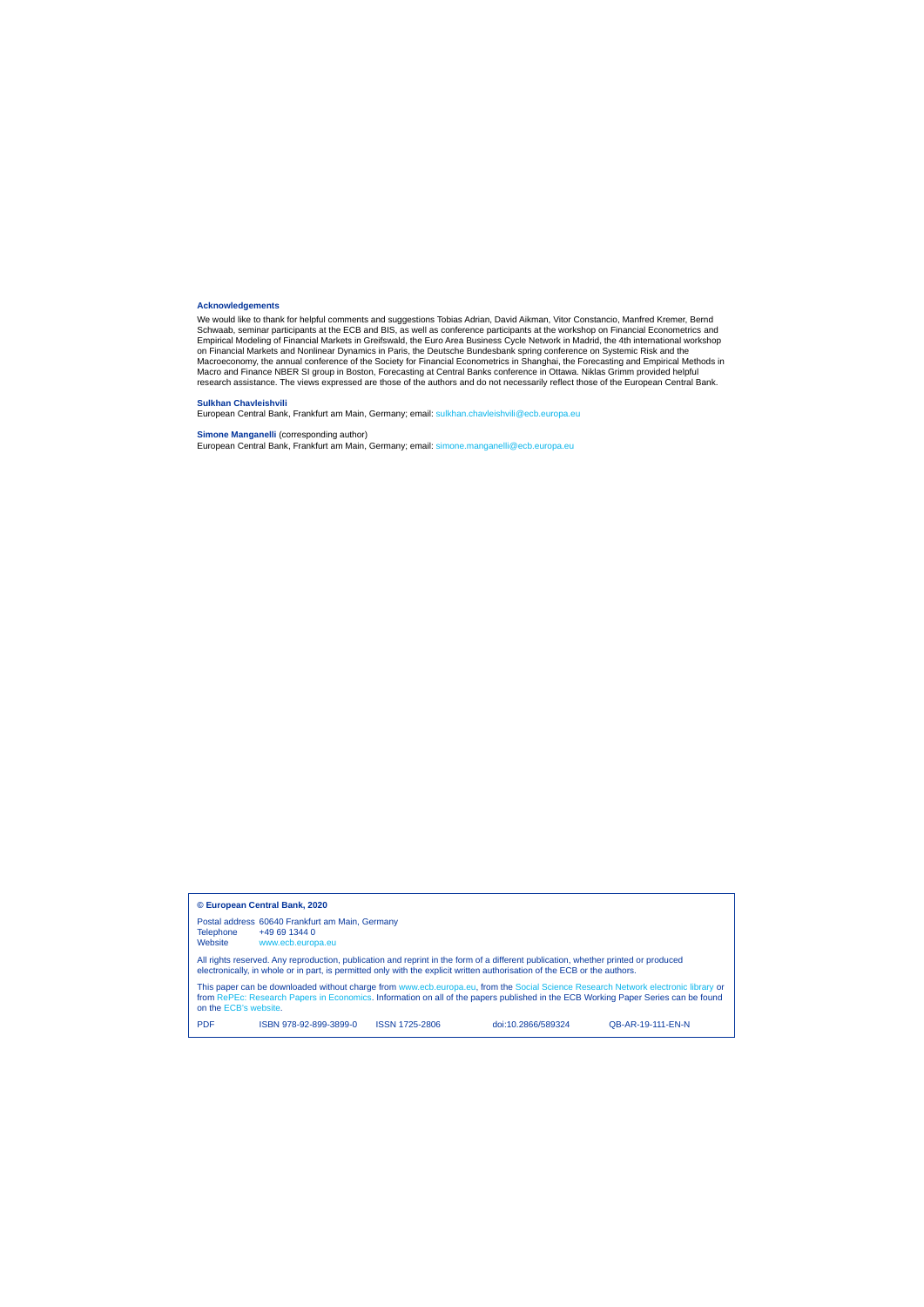**Acknowledgements**

We would like to thank for helpful comments and suggestions Tobias Adrian, David Aikman, Vitor Constancio, Manfred Kremer, Bernd Schwaab, seminar participants at the ECB and BIS, as well as conference participants at the workshop on Financial Econometrics and Empirical Modeling of Financial Markets in Greifswald, the Euro Area Business Cycle Network in Madrid, the 4th international workshop on Financial Markets and Nonlinear Dynamics in Paris, the Deutsche Bundesbank spring conference on Systemic Risk and the Macroeconomy, the annual conference of the Society for Financial Econometrics in Shanghai, the Forecasting and Empirical Methods in Macro and Finance NBER SI group in Boston, Forecasting at Central Banks conference in Ottawa. Niklas Grimm provided helpful research assistance. The views expressed are those of the authors and do not necessarily reflect those of the European Central Bank.

**Sulkhan Chavleishvili**

European Central Bank, Frankfurt am Main, Germany; email: sulkhan.chavleishvili@ecb.europa.eu

**Simone Manganelli** (corresponding author)

European Central Bank, Frankfurt am Main, Germany; email: simone.manganelli@ecb.europa.eu

**© European Central Bank, 2020**

Postal address 60640 Frankfurt am Main, Germany
Telephone +49 69 1344 0
Website www.ecb.europa.eu

All rights reserved. Any reproduction, publication and reprint in the form of a different publication, whether printed or produced electronically, in whole or in part, is permitted only with the explicit written authorisation of the ECB or the authors.

This paper can be downloaded without charge from www.ecb.europa.eu, from the Social Science Research Network electronic library or from RePEc: Research Papers in Economics. Information on all of the papers published in the ECB Working Paper Series can be found on the ECB's website.

PDF ISBN 978-92-899-3899-0 ISSN 1725-2806 doi:10.2866/589324 QB-AR-19-111-EN-N